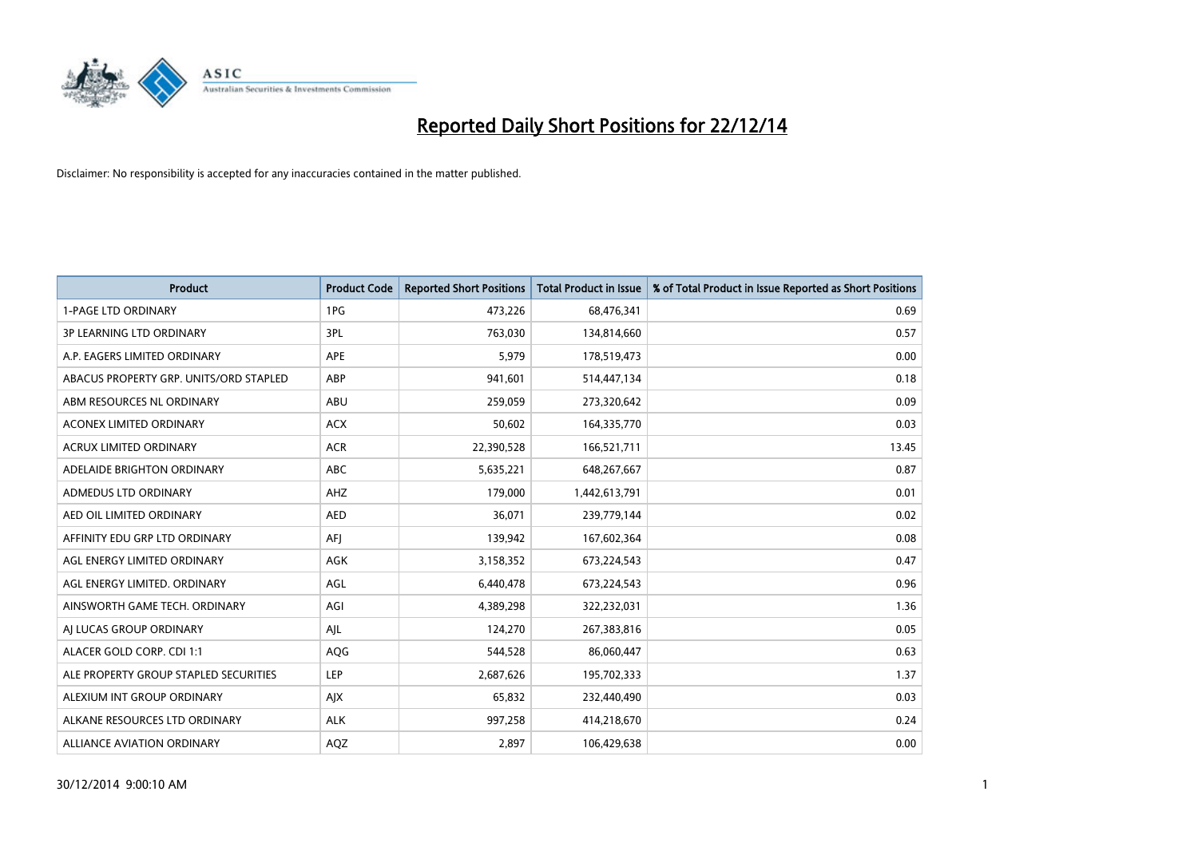# Reported Daily Short Positions for 22/12/14

Disclaimer: No responsibility is accepted for any inaccuracies contained in the matter published.

| Product | Product Code | Reported Short Positions | Total Product in Issue | % of Total Product in Issue Reported as Short Positions |
|---|---|---|---|---|
| 1-PAGE LTD ORDINARY | 1PG | 473,226 | 68,476,341 | 0.69 |
| 3P LEARNING LTD ORDINARY | 3PL | 763,030 | 134,814,660 | 0.57 |
| A.P. EAGERS LIMITED ORDINARY | APE | 5,979 | 178,519,473 | 0.00 |
| ABACUS PROPERTY GRP. UNITS/ORD STAPLED | ABP | 941,601 | 514,447,134 | 0.18 |
| ABM RESOURCES NL ORDINARY | ABU | 259,059 | 273,320,642 | 0.09 |
| ACONEX LIMITED ORDINARY | ACX | 50,602 | 164,335,770 | 0.03 |
| ACRUX LIMITED ORDINARY | ACR | 22,390,528 | 166,521,711 | 13.45 |
| ADELAIDE BRIGHTON ORDINARY | ABC | 5,635,221 | 648,267,667 | 0.87 |
| ADMEDUS LTD ORDINARY | AHZ | 179,000 | 1,442,613,791 | 0.01 |
| AED OIL LIMITED ORDINARY | AED | 36,071 | 239,779,144 | 0.02 |
| AFFINITY EDU GRP LTD ORDINARY | AFJ | 139,942 | 167,602,364 | 0.08 |
| AGL ENERGY LIMITED ORDINARY | AGK | 3,158,352 | 673,224,543 | 0.47 |
| AGL ENERGY LIMITED. ORDINARY | AGL | 6,440,478 | 673,224,543 | 0.96 |
| AINSWORTH GAME TECH. ORDINARY | AGI | 4,389,298 | 322,232,031 | 1.36 |
| AJ LUCAS GROUP ORDINARY | AJL | 124,270 | 267,383,816 | 0.05 |
| ALACER GOLD CORP. CDI 1:1 | AQG | 544,528 | 86,060,447 | 0.63 |
| ALE PROPERTY GROUP STAPLED SECURITIES | LEP | 2,687,626 | 195,702,333 | 1.37 |
| ALEXIUM INT GROUP ORDINARY | AJX | 65,832 | 232,440,490 | 0.03 |
| ALKANE RESOURCES LTD ORDINARY | ALK | 997,258 | 414,218,670 | 0.24 |
| ALLIANCE AVIATION ORDINARY | AQZ | 2,897 | 106,429,638 | 0.00 |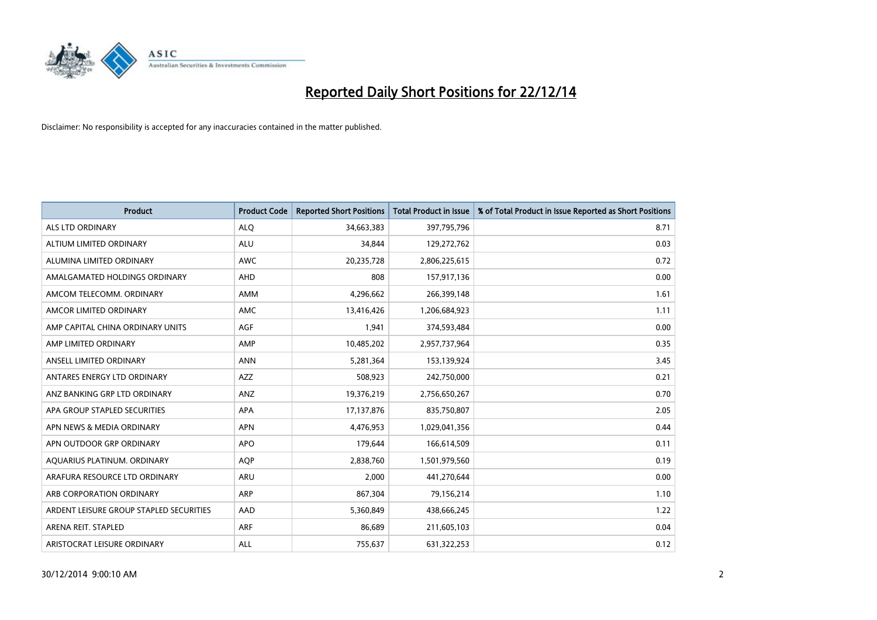# Reported Daily Short Positions for 22/12/14

Disclaimer: No responsibility is accepted for any inaccuracies contained in the matter published.

| Product | Product Code | Reported Short Positions | Total Product in Issue | % of Total Product in Issue Reported as Short Positions |
|---|---|---|---|---|
| ALS LTD ORDINARY | ALQ | 34,663,383 | 397,795,796 | 8.71 |
| ALTIUM LIMITED ORDINARY | ALU | 34,844 | 129,272,762 | 0.03 |
| ALUMINA LIMITED ORDINARY | AWC | 20,235,728 | 2,806,225,615 | 0.72 |
| AMALGAMATED HOLDINGS ORDINARY | AHD | 808 | 157,917,136 | 0.00 |
| AMCOM TELECOMM. ORDINARY | AMM | 4,296,662 | 266,399,148 | 1.61 |
| AMCOR LIMITED ORDINARY | AMC | 13,416,426 | 1,206,684,923 | 1.11 |
| AMP CAPITAL CHINA ORDINARY UNITS | AGF | 1,941 | 374,593,484 | 0.00 |
| AMP LIMITED ORDINARY | AMP | 10,485,202 | 2,957,737,964 | 0.35 |
| ANSELL LIMITED ORDINARY | ANN | 5,281,364 | 153,139,924 | 3.45 |
| ANTARES ENERGY LTD ORDINARY | AZZ | 508,923 | 242,750,000 | 0.21 |
| ANZ BANKING GRP LTD ORDINARY | ANZ | 19,376,219 | 2,756,650,267 | 0.70 |
| APA GROUP STAPLED SECURITIES | APA | 17,137,876 | 835,750,807 | 2.05 |
| APN NEWS & MEDIA ORDINARY | APN | 4,476,953 | 1,029,041,356 | 0.44 |
| APN OUTDOOR GRP ORDINARY | APO | 179,644 | 166,614,509 | 0.11 |
| AQUARIUS PLATINUM. ORDINARY | AQP | 2,838,760 | 1,501,979,560 | 0.19 |
| ARAFURA RESOURCE LTD ORDINARY | ARU | 2,000 | 441,270,644 | 0.00 |
| ARB CORPORATION ORDINARY | ARP | 867,304 | 79,156,214 | 1.10 |
| ARDENT LEISURE GROUP STAPLED SECURITIES | AAD | 5,360,849 | 438,666,245 | 1.22 |
| ARENA REIT. STAPLED | ARF | 86,689 | 211,605,103 | 0.04 |
| ARISTOCRAT LEISURE ORDINARY | ALL | 755,637 | 631,322,253 | 0.12 |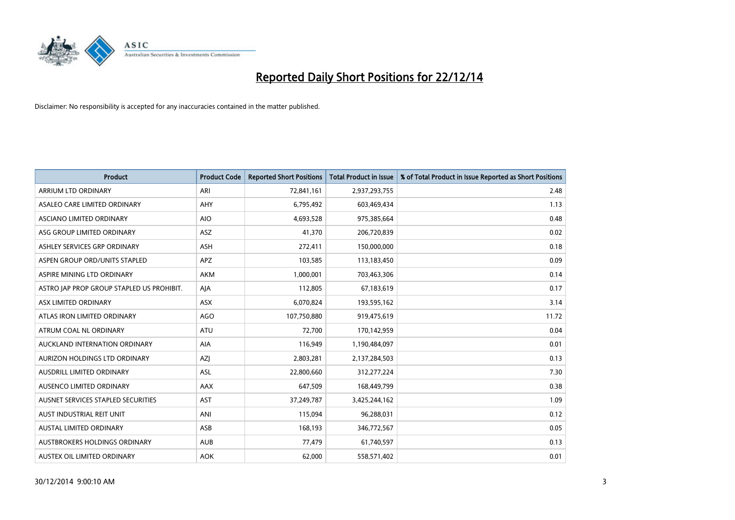# Reported Daily Short Positions for 22/12/14

Disclaimer: No responsibility is accepted for any inaccuracies contained in the matter published.

| Product | Product Code | Reported Short Positions | Total Product in Issue | % of Total Product in Issue Reported as Short Positions |
|---|---|---|---|---|
| ARRIUM LTD ORDINARY | ARI | 72,841,161 | 2,937,293,755 | 2.48 |
| ASALEO CARE LIMITED ORDINARY | AHY | 6,795,492 | 603,469,434 | 1.13 |
| ASCIANO LIMITED ORDINARY | AIO | 4,693,528 | 975,385,664 | 0.48 |
| ASG GROUP LIMITED ORDINARY | ASZ | 41,370 | 206,720,839 | 0.02 |
| ASHLEY SERVICES GRP ORDINARY | ASH | 272,411 | 150,000,000 | 0.18 |
| ASPEN GROUP ORD/UNITS STAPLED | APZ | 103,585 | 113,183,450 | 0.09 |
| ASPIRE MINING LTD ORDINARY | AKM | 1,000,001 | 703,463,306 | 0.14 |
| ASTRO JAP PROP GROUP STAPLED US PROHIBIT. | AJA | 112,805 | 67,183,619 | 0.17 |
| ASX LIMITED ORDINARY | ASX | 6,070,824 | 193,595,162 | 3.14 |
| ATLAS IRON LIMITED ORDINARY | AGO | 107,750,880 | 919,475,619 | 11.72 |
| ATRUM COAL NL ORDINARY | ATU | 72,700 | 170,142,959 | 0.04 |
| AUCKLAND INTERNATION ORDINARY | AIA | 116,949 | 1,190,484,097 | 0.01 |
| AURIZON HOLDINGS LTD ORDINARY | AZJ | 2,803,281 | 2,137,284,503 | 0.13 |
| AUSDRILL LIMITED ORDINARY | ASL | 22,800,660 | 312,277,224 | 7.30 |
| AUSENCO LIMITED ORDINARY | AAX | 647,509 | 168,449,799 | 0.38 |
| AUSNET SERVICES STAPLED SECURITIES | AST | 37,249,787 | 3,425,244,162 | 1.09 |
| AUST INDUSTRIAL REIT UNIT | ANI | 115,094 | 96,288,031 | 0.12 |
| AUSTAL LIMITED ORDINARY | ASB | 168,193 | 346,772,567 | 0.05 |
| AUSTBROKERS HOLDINGS ORDINARY | AUB | 77,479 | 61,740,597 | 0.13 |
| AUSTEX OIL LIMITED ORDINARY | AOK | 62,000 | 558,571,402 | 0.01 |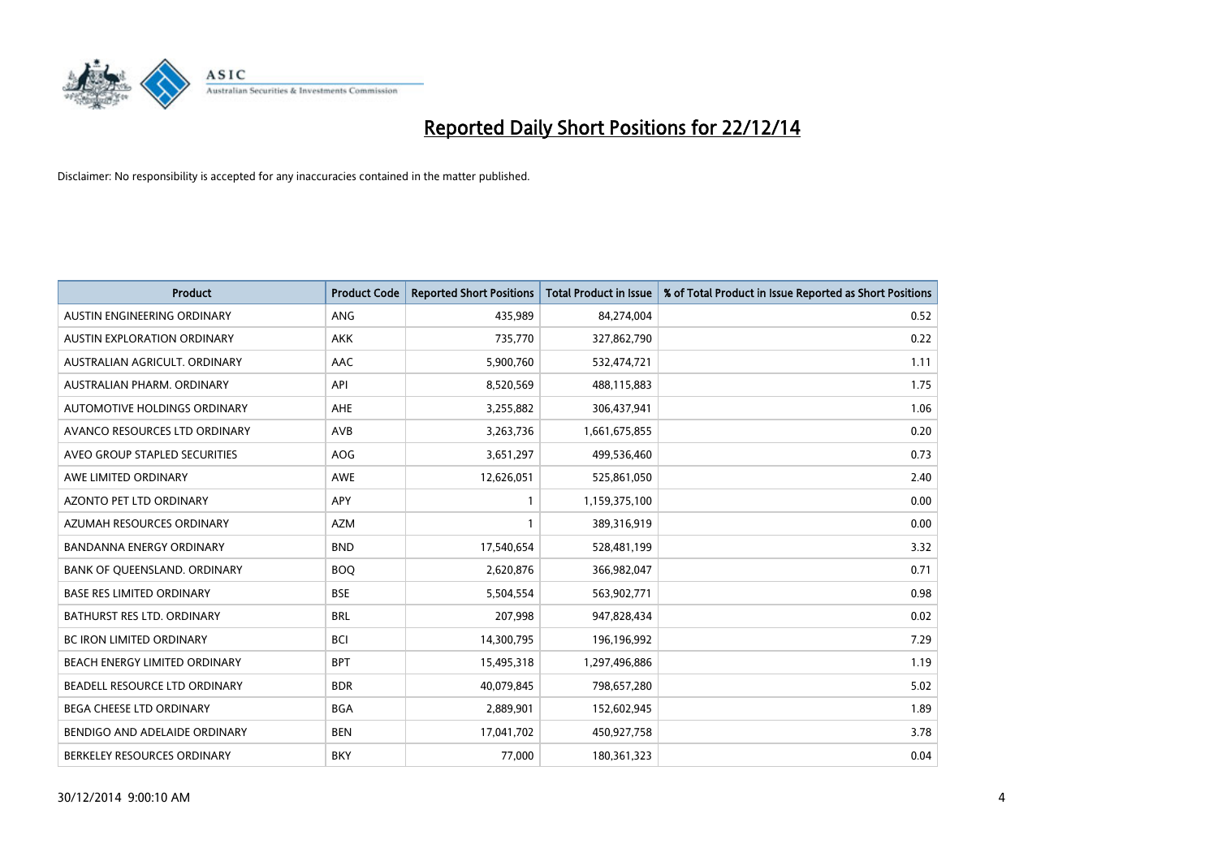# Reported Daily Short Positions for 22/12/14

Disclaimer: No responsibility is accepted for any inaccuracies contained in the matter published.

| Product | Product Code | Reported Short Positions | Total Product in Issue | % of Total Product in Issue Reported as Short Positions |
|---|---|---|---|---|
| AUSTIN ENGINEERING ORDINARY | ANG | 435,989 | 84,274,004 | 0.52 |
| AUSTIN EXPLORATION ORDINARY | AKK | 735,770 | 327,862,790 | 0.22 |
| AUSTRALIAN AGRICULT. ORDINARY | AAC | 5,900,760 | 532,474,721 | 1.11 |
| AUSTRALIAN PHARM. ORDINARY | API | 8,520,569 | 488,115,883 | 1.75 |
| AUTOMOTIVE HOLDINGS ORDINARY | AHE | 3,255,882 | 306,437,941 | 1.06 |
| AVANCO RESOURCES LTD ORDINARY | AVB | 3,263,736 | 1,661,675,855 | 0.20 |
| AVEO GROUP STAPLED SECURITIES | AOG | 3,651,297 | 499,536,460 | 0.73 |
| AWE LIMITED ORDINARY | AWE | 12,626,051 | 525,861,050 | 2.40 |
| AZONTO PET LTD ORDINARY | APY | 1 | 1,159,375,100 | 0.00 |
| AZUMAH RESOURCES ORDINARY | AZM | 1 | 389,316,919 | 0.00 |
| BANDANNA ENERGY ORDINARY | BND | 17,540,654 | 528,481,199 | 3.32 |
| BANK OF QUEENSLAND. ORDINARY | BOQ | 2,620,876 | 366,982,047 | 0.71 |
| BASE RES LIMITED ORDINARY | BSE | 5,504,554 | 563,902,771 | 0.98 |
| BATHURST RES LTD. ORDINARY | BRL | 207,998 | 947,828,434 | 0.02 |
| BC IRON LIMITED ORDINARY | BCI | 14,300,795 | 196,196,992 | 7.29 |
| BEACH ENERGY LIMITED ORDINARY | BPT | 15,495,318 | 1,297,496,886 | 1.19 |
| BEADELL RESOURCE LTD ORDINARY | BDR | 40,079,845 | 798,657,280 | 5.02 |
| BEGA CHEESE LTD ORDINARY | BGA | 2,889,901 | 152,602,945 | 1.89 |
| BENDIGO AND ADELAIDE ORDINARY | BEN | 17,041,702 | 450,927,758 | 3.78 |
| BERKELEY RESOURCES ORDINARY | BKY | 77,000 | 180,361,323 | 0.04 |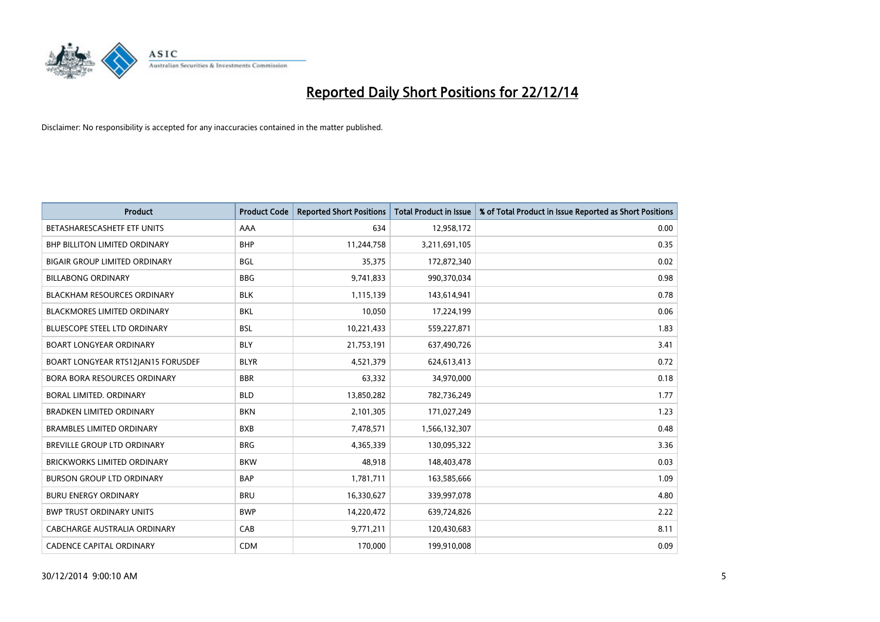# Reported Daily Short Positions for 22/12/14

Disclaimer: No responsibility is accepted for any inaccuracies contained in the matter published.

| Product | Product Code | Reported Short Positions | Total Product in Issue | % of Total Product in Issue Reported as Short Positions |
|---|---|---|---|---|
| BETASHARESCASHETF ETF UNITS | AAA | 634 | 12,958,172 | 0.00 |
| BHP BILLITON LIMITED ORDINARY | BHP | 11,244,758 | 3,211,691,105 | 0.35 |
| BIGAIR GROUP LIMITED ORDINARY | BGL | 35,375 | 172,872,340 | 0.02 |
| BILLABONG ORDINARY | BBG | 9,741,833 | 990,370,034 | 0.98 |
| BLACKHAM RESOURCES ORDINARY | BLK | 1,115,139 | 143,614,941 | 0.78 |
| BLACKMORES LIMITED ORDINARY | BKL | 10,050 | 17,224,199 | 0.06 |
| BLUESCOPE STEEL LTD ORDINARY | BSL | 10,221,433 | 559,227,871 | 1.83 |
| BOART LONGYEAR ORDINARY | BLY | 21,753,191 | 637,490,726 | 3.41 |
| BOART LONGYEAR RTS12JAN15 FORUSDEF | BLYR | 4,521,379 | 624,613,413 | 0.72 |
| BORA BORA RESOURCES ORDINARY | BBR | 63,332 | 34,970,000 | 0.18 |
| BORAL LIMITED. ORDINARY | BLD | 13,850,282 | 782,736,249 | 1.77 |
| BRADKEN LIMITED ORDINARY | BKN | 2,101,305 | 171,027,249 | 1.23 |
| BRAMBLES LIMITED ORDINARY | BXB | 7,478,571 | 1,566,132,307 | 0.48 |
| BREVILLE GROUP LTD ORDINARY | BRG | 4,365,339 | 130,095,322 | 3.36 |
| BRICKWORKS LIMITED ORDINARY | BKW | 48,918 | 148,403,478 | 0.03 |
| BURSON GROUP LTD ORDINARY | BAP | 1,781,711 | 163,585,666 | 1.09 |
| BURU ENERGY ORDINARY | BRU | 16,330,627 | 339,997,078 | 4.80 |
| BWP TRUST ORDINARY UNITS | BWP | 14,220,472 | 639,724,826 | 2.22 |
| CABCHARGE AUSTRALIA ORDINARY | CAB | 9,771,211 | 120,430,683 | 8.11 |
| CADENCE CAPITAL ORDINARY | CDM | 170,000 | 199,910,008 | 0.09 |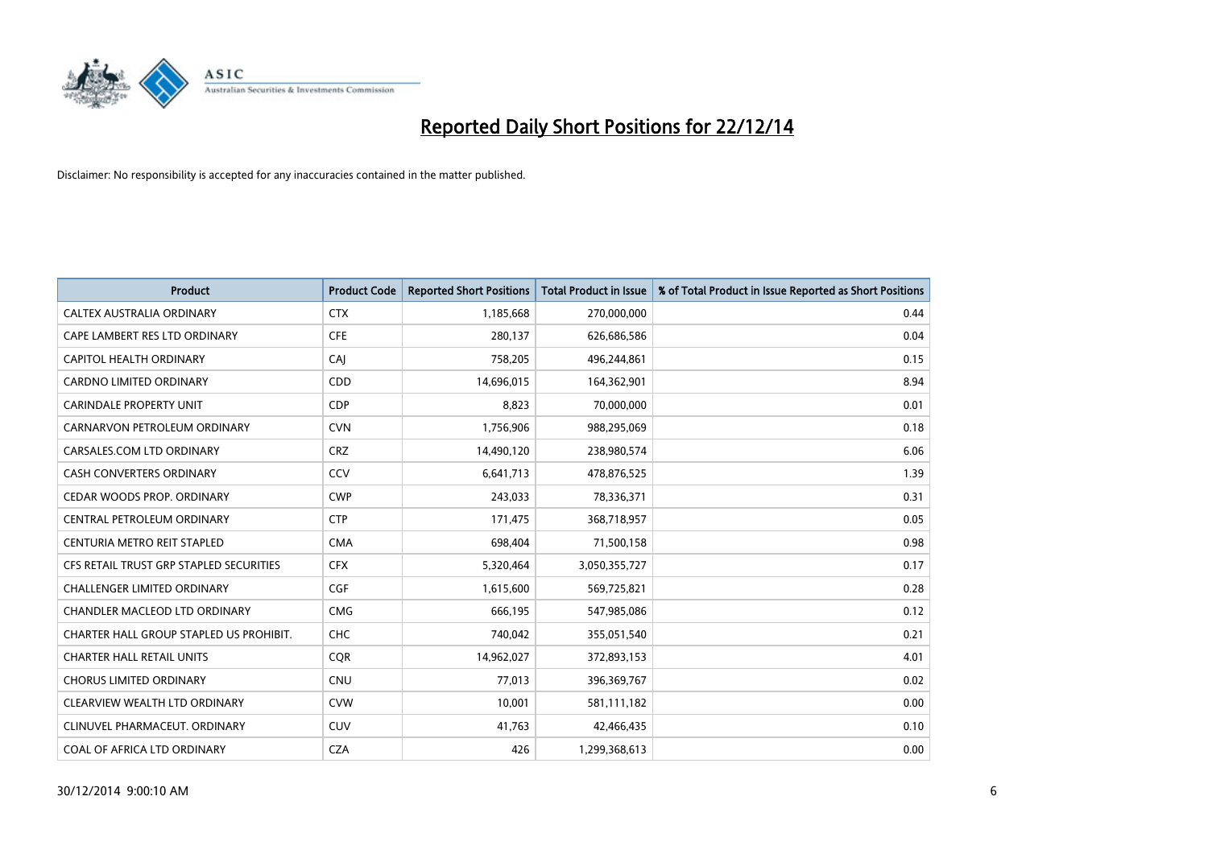# Reported Daily Short Positions for 22/12/14

Disclaimer: No responsibility is accepted for any inaccuracies contained in the matter published.

| Product | Product Code | Reported Short Positions | Total Product in Issue | % of Total Product in Issue Reported as Short Positions |
|---|---|---|---|---|
| CALTEX AUSTRALIA ORDINARY | CTX | 1,185,668 | 270,000,000 | 0.44 |
| CAPE LAMBERT RES LTD ORDINARY | CFE | 280,137 | 626,686,586 | 0.04 |
| CAPITOL HEALTH ORDINARY | CAJ | 758,205 | 496,244,861 | 0.15 |
| CARDNO LIMITED ORDINARY | CDD | 14,696,015 | 164,362,901 | 8.94 |
| CARINDALE PROPERTY UNIT | CDP | 8,823 | 70,000,000 | 0.01 |
| CARNARVON PETROLEUM ORDINARY | CVN | 1,756,906 | 988,295,069 | 0.18 |
| CARSALES.COM LTD ORDINARY | CRZ | 14,490,120 | 238,980,574 | 6.06 |
| CASH CONVERTERS ORDINARY | CCV | 6,641,713 | 478,876,525 | 1.39 |
| CEDAR WOODS PROP. ORDINARY | CWP | 243,033 | 78,336,371 | 0.31 |
| CENTRAL PETROLEUM ORDINARY | CTP | 171,475 | 368,718,957 | 0.05 |
| CENTURIA METRO REIT STAPLED | CMA | 698,404 | 71,500,158 | 0.98 |
| CFS RETAIL TRUST GRP STAPLED SECURITIES | CFX | 5,320,464 | 3,050,355,727 | 0.17 |
| CHALLENGER LIMITED ORDINARY | CGF | 1,615,600 | 569,725,821 | 0.28 |
| CHANDLER MACLEOD LTD ORDINARY | CMG | 666,195 | 547,985,086 | 0.12 |
| CHARTER HALL GROUP STAPLED US PROHIBIT. | CHC | 740,042 | 355,051,540 | 0.21 |
| CHARTER HALL RETAIL UNITS | CQR | 14,962,027 | 372,893,153 | 4.01 |
| CHORUS LIMITED ORDINARY | CNU | 77,013 | 396,369,767 | 0.02 |
| CLEARVIEW WEALTH LTD ORDINARY | CVW | 10,001 | 581,111,182 | 0.00 |
| CLINUVEL PHARMACEUT. ORDINARY | CUV | 41,763 | 42,466,435 | 0.10 |
| COAL OF AFRICA LTD ORDINARY | CZA | 426 | 1,299,368,613 | 0.00 |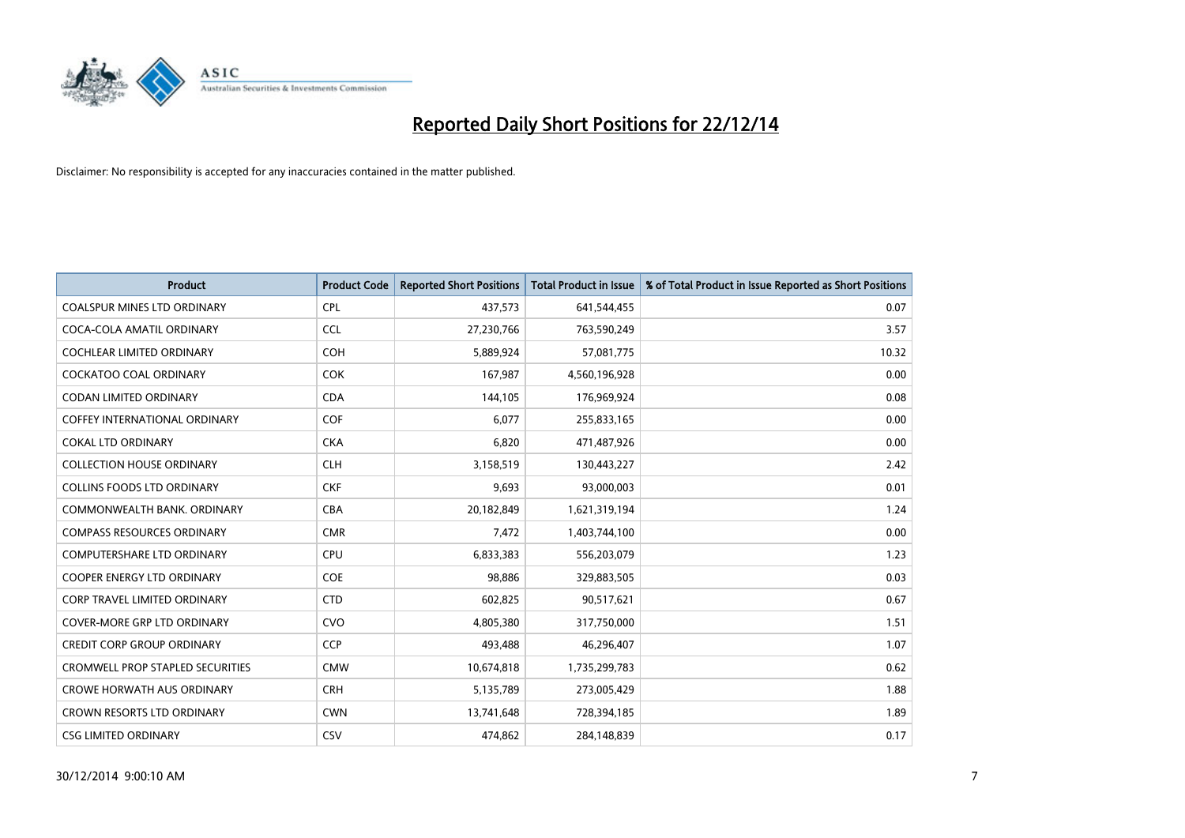# Reported Daily Short Positions for 22/12/14

Disclaimer: No responsibility is accepted for any inaccuracies contained in the matter published.

| Product | Product Code | Reported Short Positions | Total Product in Issue | % of Total Product in Issue Reported as Short Positions |
|---|---|---|---|---|
| COALSPUR MINES LTD ORDINARY | CPL | 437,573 | 641,544,455 | 0.07 |
| COCA-COLA AMATIL ORDINARY | CCL | 27,230,766 | 763,590,249 | 3.57 |
| COCHLEAR LIMITED ORDINARY | COH | 5,889,924 | 57,081,775 | 10.32 |
| COCKATOO COAL ORDINARY | COK | 167,987 | 4,560,196,928 | 0.00 |
| CODAN LIMITED ORDINARY | CDA | 144,105 | 176,969,924 | 0.08 |
| COFFEY INTERNATIONAL ORDINARY | COF | 6,077 | 255,833,165 | 0.00 |
| COKAL LTD ORDINARY | CKA | 6,820 | 471,487,926 | 0.00 |
| COLLECTION HOUSE ORDINARY | CLH | 3,158,519 | 130,443,227 | 2.42 |
| COLLINS FOODS LTD ORDINARY | CKF | 9,693 | 93,000,003 | 0.01 |
| COMMONWEALTH BANK. ORDINARY | CBA | 20,182,849 | 1,621,319,194 | 1.24 |
| COMPASS RESOURCES ORDINARY | CMR | 7,472 | 1,403,744,100 | 0.00 |
| COMPUTERSHARE LTD ORDINARY | CPU | 6,833,383 | 556,203,079 | 1.23 |
| COOPER ENERGY LTD ORDINARY | COE | 98,886 | 329,883,505 | 0.03 |
| CORP TRAVEL LIMITED ORDINARY | CTD | 602,825 | 90,517,621 | 0.67 |
| COVER-MORE GRP LTD ORDINARY | CVO | 4,805,380 | 317,750,000 | 1.51 |
| CREDIT CORP GROUP ORDINARY | CCP | 493,488 | 46,296,407 | 1.07 |
| CROMWELL PROP STAPLED SECURITIES | CMW | 10,674,818 | 1,735,299,783 | 0.62 |
| CROWE HORWATH AUS ORDINARY | CRH | 5,135,789 | 273,005,429 | 1.88 |
| CROWN RESORTS LTD ORDINARY | CWN | 13,741,648 | 728,394,185 | 1.89 |
| CSG LIMITED ORDINARY | CSV | 474,862 | 284,148,839 | 0.17 |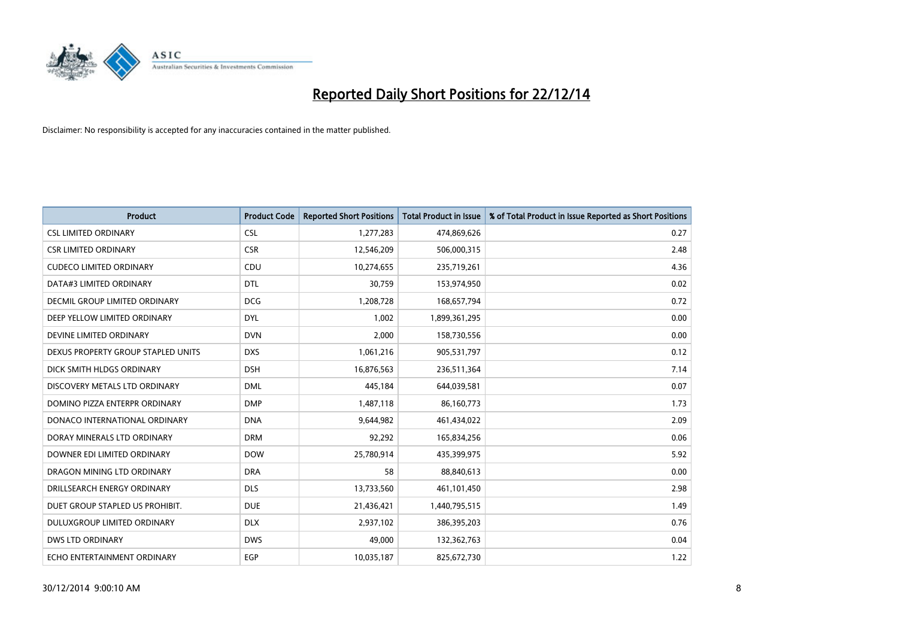# Reported Daily Short Positions for 22/12/14

Disclaimer: No responsibility is accepted for any inaccuracies contained in the matter published.

| Product | Product Code | Reported Short Positions | Total Product in Issue | % of Total Product in Issue Reported as Short Positions |
|---|---|---|---|---|
| CSL LIMITED ORDINARY | CSL | 1,277,283 | 474,869,626 | 0.27 |
| CSR LIMITED ORDINARY | CSR | 12,546,209 | 506,000,315 | 2.48 |
| CUDECO LIMITED ORDINARY | CDU | 10,274,655 | 235,719,261 | 4.36 |
| DATA#3 LIMITED ORDINARY | DTL | 30,759 | 153,974,950 | 0.02 |
| DECMIL GROUP LIMITED ORDINARY | DCG | 1,208,728 | 168,657,794 | 0.72 |
| DEEP YELLOW LIMITED ORDINARY | DYL | 1,002 | 1,899,361,295 | 0.00 |
| DEVINE LIMITED ORDINARY | DVN | 2,000 | 158,730,556 | 0.00 |
| DEXUS PROPERTY GROUP STAPLED UNITS | DXS | 1,061,216 | 905,531,797 | 0.12 |
| DICK SMITH HLDGS ORDINARY | DSH | 16,876,563 | 236,511,364 | 7.14 |
| DISCOVERY METALS LTD ORDINARY | DML | 445,184 | 644,039,581 | 0.07 |
| DOMINO PIZZA ENTERPR ORDINARY | DMP | 1,487,118 | 86,160,773 | 1.73 |
| DONACO INTERNATIONAL ORDINARY | DNA | 9,644,982 | 461,434,022 | 2.09 |
| DORAY MINERALS LTD ORDINARY | DRM | 92,292 | 165,834,256 | 0.06 |
| DOWNER EDI LIMITED ORDINARY | DOW | 25,780,914 | 435,399,975 | 5.92 |
| DRAGON MINING LTD ORDINARY | DRA | 58 | 88,840,613 | 0.00 |
| DRILLSEARCH ENERGY ORDINARY | DLS | 13,733,560 | 461,101,450 | 2.98 |
| DUET GROUP STAPLED US PROHIBIT. | DUE | 21,436,421 | 1,440,795,515 | 1.49 |
| DULUXGROUP LIMITED ORDINARY | DLX | 2,937,102 | 386,395,203 | 0.76 |
| DWS LTD ORDINARY | DWS | 49,000 | 132,362,763 | 0.04 |
| ECHO ENTERTAINMENT ORDINARY | EGP | 10,035,187 | 825,672,730 | 1.22 |

30/12/2014 9:00:10 AM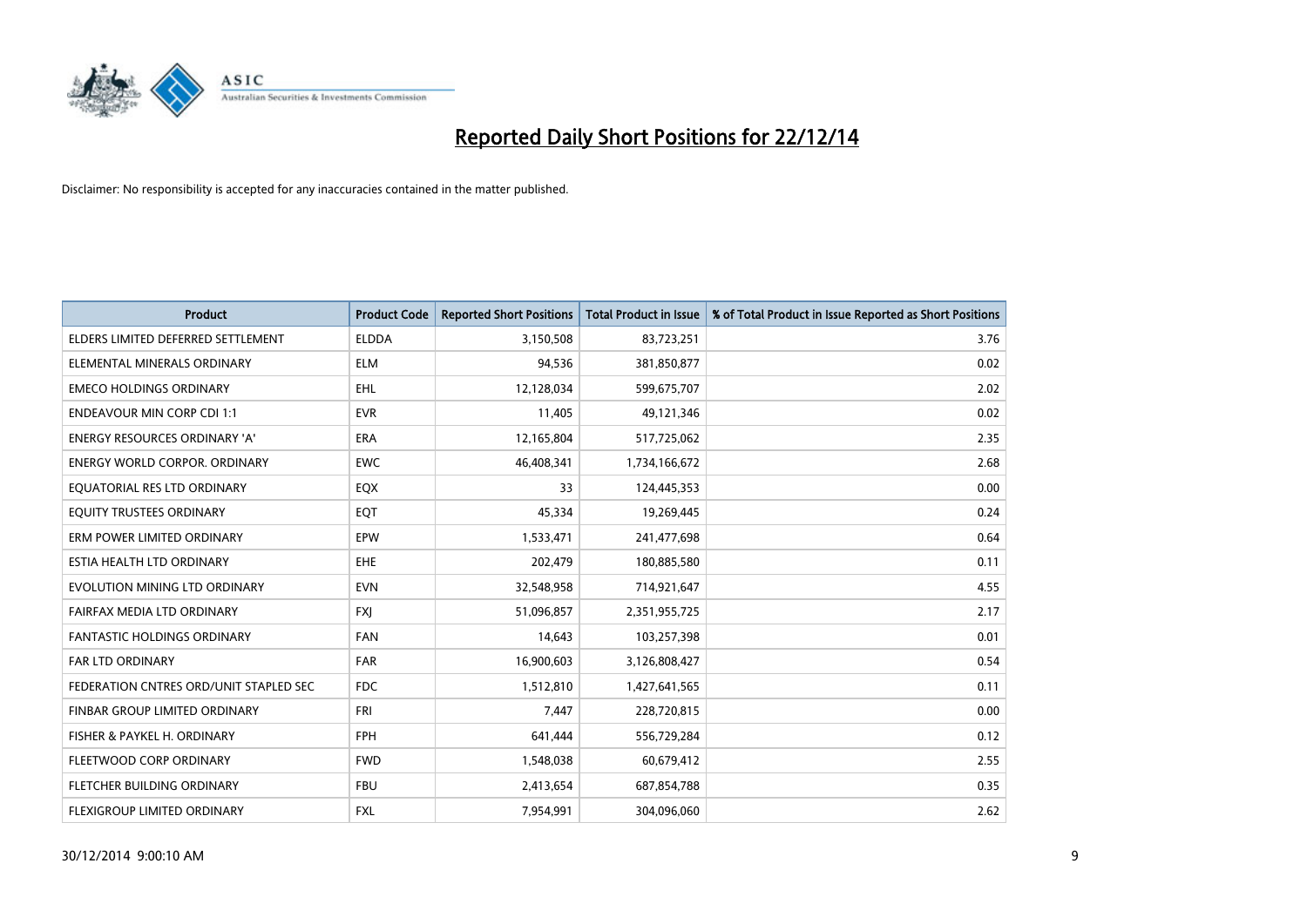# Reported Daily Short Positions for 22/12/14

Disclaimer: No responsibility is accepted for any inaccuracies contained in the matter published.

| Product | Product Code | Reported Short Positions | Total Product in Issue | % of Total Product in Issue Reported as Short Positions |
|---|---|---|---|---|
| ELDERS LIMITED DEFERRED SETTLEMENT | ELDDA | 3,150,508 | 83,723,251 | 3.76 |
| ELEMENTAL MINERALS ORDINARY | ELM | 94,536 | 381,850,877 | 0.02 |
| EMECO HOLDINGS ORDINARY | EHL | 12,128,034 | 599,675,707 | 2.02 |
| ENDEAVOUR MIN CORP CDI 1:1 | EVR | 11,405 | 49,121,346 | 0.02 |
| ENERGY RESOURCES ORDINARY 'A' | ERA | 12,165,804 | 517,725,062 | 2.35 |
| ENERGY WORLD CORPOR. ORDINARY | EWC | 46,408,341 | 1,734,166,672 | 2.68 |
| EQUATORIAL RES LTD ORDINARY | EQX | 33 | 124,445,353 | 0.00 |
| EQUITY TRUSTEES ORDINARY | EQT | 45,334 | 19,269,445 | 0.24 |
| ERM POWER LIMITED ORDINARY | EPW | 1,533,471 | 241,477,698 | 0.64 |
| ESTIA HEALTH LTD ORDINARY | EHE | 202,479 | 180,885,580 | 0.11 |
| EVOLUTION MINING LTD ORDINARY | EVN | 32,548,958 | 714,921,647 | 4.55 |
| FAIRFAX MEDIA LTD ORDINARY | FXJ | 51,096,857 | 2,351,955,725 | 2.17 |
| FANTASTIC HOLDINGS ORDINARY | FAN | 14,643 | 103,257,398 | 0.01 |
| FAR LTD ORDINARY | FAR | 16,900,603 | 3,126,808,427 | 0.54 |
| FEDERATION CNTRES ORD/UNIT STAPLED SEC | FDC | 1,512,810 | 1,427,641,565 | 0.11 |
| FINBAR GROUP LIMITED ORDINARY | FRI | 7,447 | 228,720,815 | 0.00 |
| FISHER & PAYKEL H. ORDINARY | FPH | 641,444 | 556,729,284 | 0.12 |
| FLEETWOOD CORP ORDINARY | FWD | 1,548,038 | 60,679,412 | 2.55 |
| FLETCHER BUILDING ORDINARY | FBU | 2,413,654 | 687,854,788 | 0.35 |
| FLEXIGROUP LIMITED ORDINARY | FXL | 7,954,991 | 304,096,060 | 2.62 |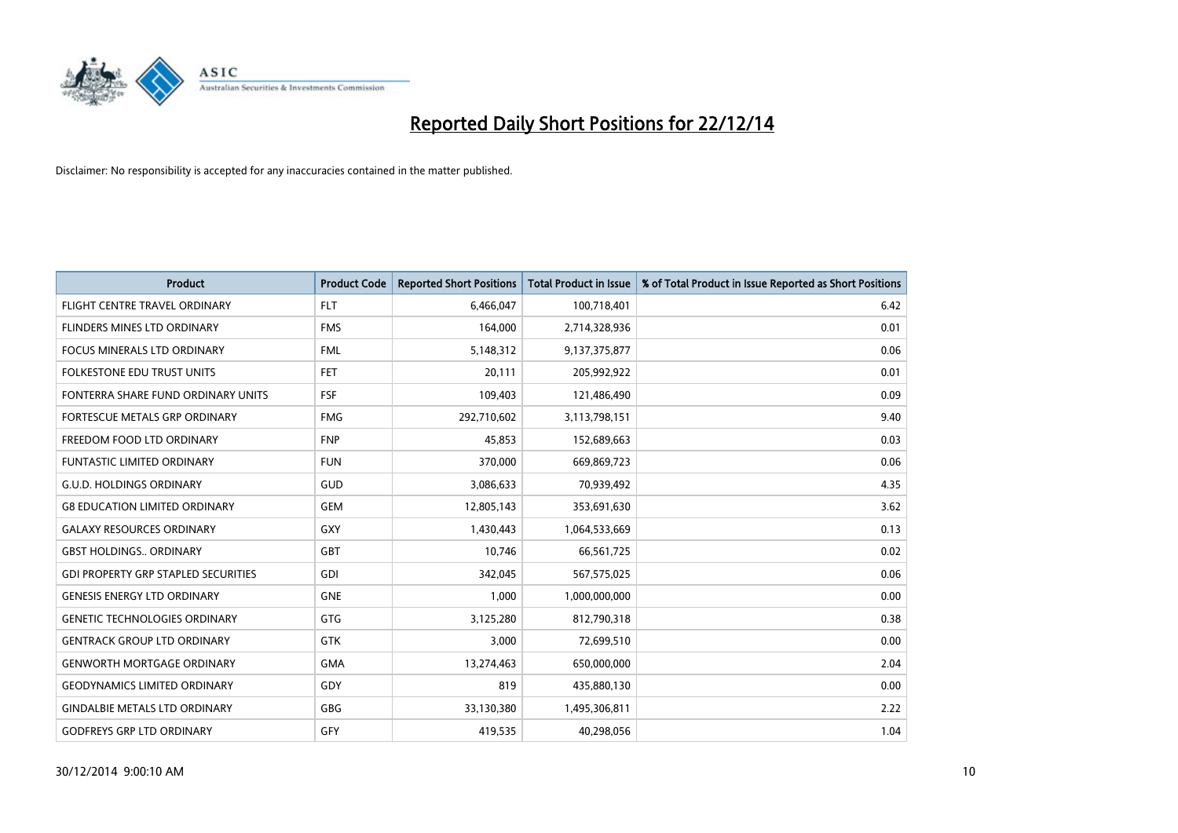# Reported Daily Short Positions for 22/12/14

Disclaimer: No responsibility is accepted for any inaccuracies contained in the matter published.

| Product | Product Code | Reported Short Positions | Total Product in Issue | % of Total Product in Issue Reported as Short Positions |
|---|---|---|---|---|
| FLIGHT CENTRE TRAVEL ORDINARY | FLT | 6,466,047 | 100,718,401 | 6.42 |
| FLINDERS MINES LTD ORDINARY | FMS | 164,000 | 2,714,328,936 | 0.01 |
| FOCUS MINERALS LTD ORDINARY | FML | 5,148,312 | 9,137,375,877 | 0.06 |
| FOLKESTONE EDU TRUST UNITS | FET | 20,111 | 205,992,922 | 0.01 |
| FONTERRA SHARE FUND ORDINARY UNITS | FSF | 109,403 | 121,486,490 | 0.09 |
| FORTESCUE METALS GRP ORDINARY | FMG | 292,710,602 | 3,113,798,151 | 9.40 |
| FREEDOM FOOD LTD ORDINARY | FNP | 45,853 | 152,689,663 | 0.03 |
| FUNTASTIC LIMITED ORDINARY | FUN | 370,000 | 669,869,723 | 0.06 |
| G.U.D. HOLDINGS ORDINARY | GUD | 3,086,633 | 70,939,492 | 4.35 |
| G8 EDUCATION LIMITED ORDINARY | GEM | 12,805,143 | 353,691,630 | 3.62 |
| GALAXY RESOURCES ORDINARY | GXY | 1,430,443 | 1,064,533,669 | 0.13 |
| GBST HOLDINGS.. ORDINARY | GBT | 10,746 | 66,561,725 | 0.02 |
| GDI PROPERTY GRP STAPLED SECURITIES | GDI | 342,045 | 567,575,025 | 0.06 |
| GENESIS ENERGY LTD ORDINARY | GNE | 1,000 | 1,000,000,000 | 0.00 |
| GENETIC TECHNOLOGIES ORDINARY | GTG | 3,125,280 | 812,790,318 | 0.38 |
| GENTRACK GROUP LTD ORDINARY | GTK | 3,000 | 72,699,510 | 0.00 |
| GENWORTH MORTGAGE ORDINARY | GMA | 13,274,463 | 650,000,000 | 2.04 |
| GEODYNAMICS LIMITED ORDINARY | GDY | 819 | 435,880,130 | 0.00 |
| GINDALBIE METALS LTD ORDINARY | GBG | 33,130,380 | 1,495,306,811 | 2.22 |
| GODFREYS GRP LTD ORDINARY | GFY | 419,535 | 40,298,056 | 1.04 |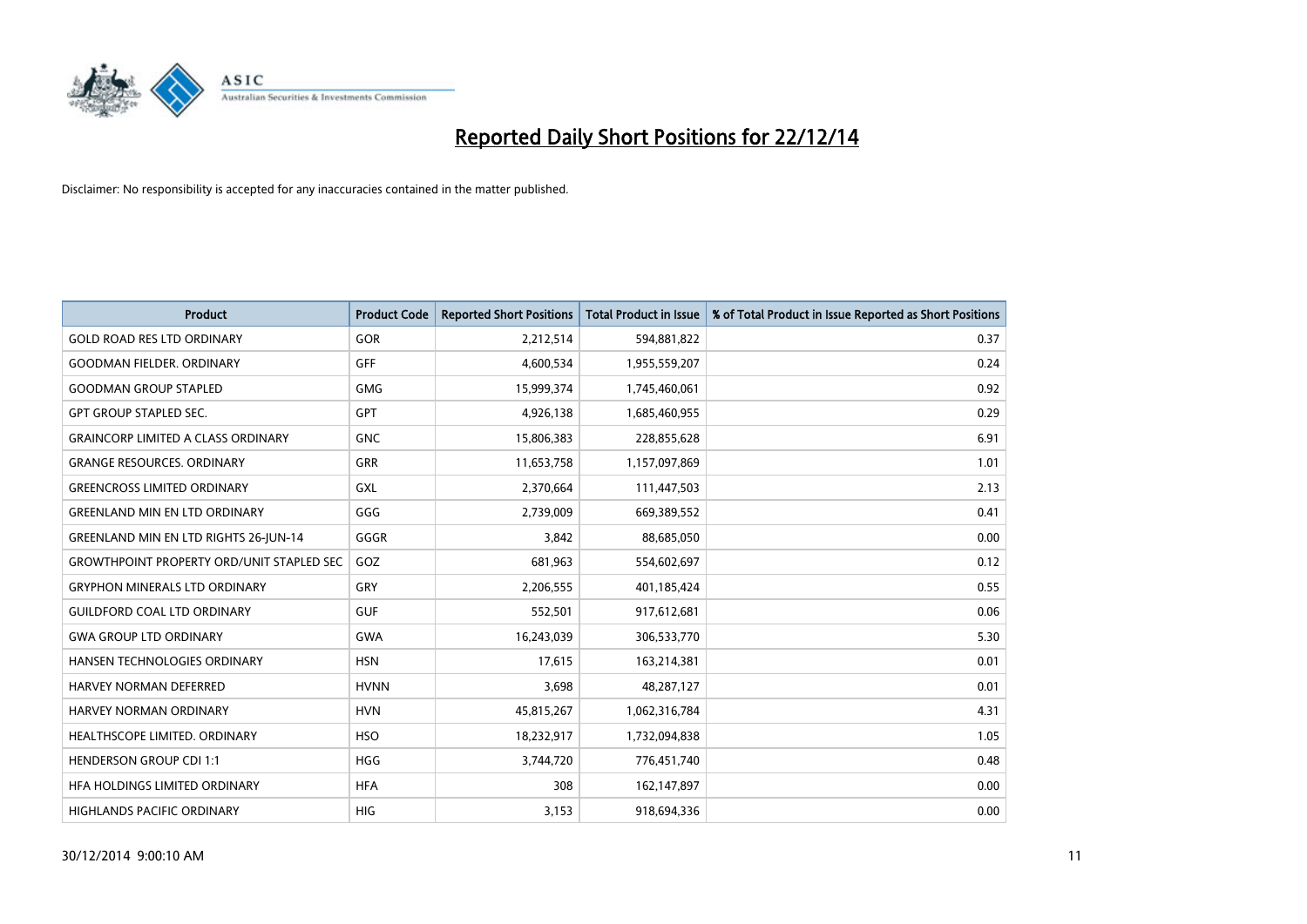# Reported Daily Short Positions for 22/12/14

Disclaimer: No responsibility is accepted for any inaccuracies contained in the matter published.

| Product | Product Code | Reported Short Positions | Total Product in Issue | % of Total Product in Issue Reported as Short Positions |
|---|---|---|---|---|
| GOLD ROAD RES LTD ORDINARY | GOR | 2,212,514 | 594,881,822 | 0.37 |
| GOODMAN FIELDER. ORDINARY | GFF | 4,600,534 | 1,955,559,207 | 0.24 |
| GOODMAN GROUP STAPLED | GMG | 15,999,374 | 1,745,460,061 | 0.92 |
| GPT GROUP STAPLED SEC. | GPT | 4,926,138 | 1,685,460,955 | 0.29 |
| GRAINCORP LIMITED A CLASS ORDINARY | GNC | 15,806,383 | 228,855,628 | 6.91 |
| GRANGE RESOURCES. ORDINARY | GRR | 11,653,758 | 1,157,097,869 | 1.01 |
| GREENCROSS LIMITED ORDINARY | GXL | 2,370,664 | 111,447,503 | 2.13 |
| GREENLAND MIN EN LTD ORDINARY | GGG | 2,739,009 | 669,389,552 | 0.41 |
| GREENLAND MIN EN LTD RIGHTS 26-JUN-14 | GGGR | 3,842 | 88,685,050 | 0.00 |
| GROWTHPOINT PROPERTY ORD/UNIT STAPLED SEC | GOZ | 681,963 | 554,602,697 | 0.12 |
| GRYPHON MINERALS LTD ORDINARY | GRY | 2,206,555 | 401,185,424 | 0.55 |
| GUILDFORD COAL LTD ORDINARY | GUF | 552,501 | 917,612,681 | 0.06 |
| GWA GROUP LTD ORDINARY | GWA | 16,243,039 | 306,533,770 | 5.30 |
| HANSEN TECHNOLOGIES ORDINARY | HSN | 17,615 | 163,214,381 | 0.01 |
| HARVEY NORMAN DEFERRED | HVNN | 3,698 | 48,287,127 | 0.01 |
| HARVEY NORMAN ORDINARY | HVN | 45,815,267 | 1,062,316,784 | 4.31 |
| HEALTHSCOPE LIMITED. ORDINARY | HSO | 18,232,917 | 1,732,094,838 | 1.05 |
| HENDERSON GROUP CDI 1:1 | HGG | 3,744,720 | 776,451,740 | 0.48 |
| HFA HOLDINGS LIMITED ORDINARY | HFA | 308 | 162,147,897 | 0.00 |
| HIGHLANDS PACIFIC ORDINARY | HIG | 3,153 | 918,694,336 | 0.00 |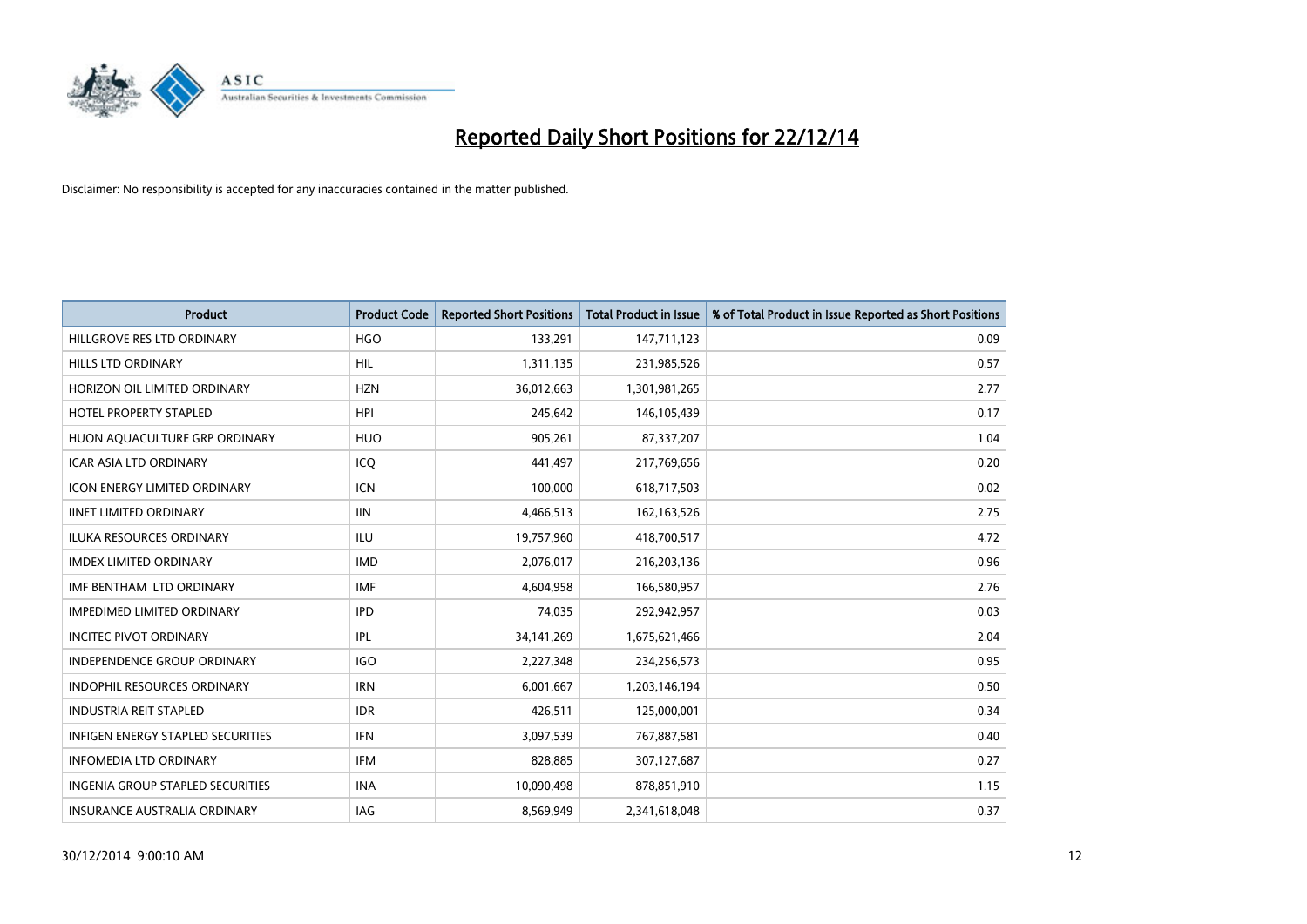# Reported Daily Short Positions for 22/12/14

Disclaimer: No responsibility is accepted for any inaccuracies contained in the matter published.

| Product | Product Code | Reported Short Positions | Total Product in Issue | % of Total Product in Issue Reported as Short Positions |
|---|---|---|---|---|
| HILLGROVE RES LTD ORDINARY | HGO | 133,291 | 147,711,123 | 0.09 |
| HILLS LTD ORDINARY | HIL | 1,311,135 | 231,985,526 | 0.57 |
| HORIZON OIL LIMITED ORDINARY | HZN | 36,012,663 | 1,301,981,265 | 2.77 |
| HOTEL PROPERTY STAPLED | HPI | 245,642 | 146,105,439 | 0.17 |
| HUON AQUACULTURE GRP ORDINARY | HUO | 905,261 | 87,337,207 | 1.04 |
| ICAR ASIA LTD ORDINARY | ICQ | 441,497 | 217,769,656 | 0.20 |
| ICON ENERGY LIMITED ORDINARY | ICN | 100,000 | 618,717,503 | 0.02 |
| IINET LIMITED ORDINARY | IIN | 4,466,513 | 162,163,526 | 2.75 |
| ILUKA RESOURCES ORDINARY | ILU | 19,757,960 | 418,700,517 | 4.72 |
| IMDEX LIMITED ORDINARY | IMD | 2,076,017 | 216,203,136 | 0.96 |
| IMF BENTHAM LTD ORDINARY | IMF | 4,604,958 | 166,580,957 | 2.76 |
| IMPEDIMED LIMITED ORDINARY | IPD | 74,035 | 292,942,957 | 0.03 |
| INCITEC PIVOT ORDINARY | IPL | 34,141,269 | 1,675,621,466 | 2.04 |
| INDEPENDENCE GROUP ORDINARY | IGO | 2,227,348 | 234,256,573 | 0.95 |
| INDOPHIL RESOURCES ORDINARY | IRN | 6,001,667 | 1,203,146,194 | 0.50 |
| INDUSTRIA REIT STAPLED | IDR | 426,511 | 125,000,001 | 0.34 |
| INFIGEN ENERGY STAPLED SECURITIES | IFN | 3,097,539 | 767,887,581 | 0.40 |
| INFOMEDIA LTD ORDINARY | IFM | 828,885 | 307,127,687 | 0.27 |
| INGENIA GROUP STAPLED SECURITIES | INA | 10,090,498 | 878,851,910 | 1.15 |
| INSURANCE AUSTRALIA ORDINARY | IAG | 8,569,949 | 2,341,618,048 | 0.37 |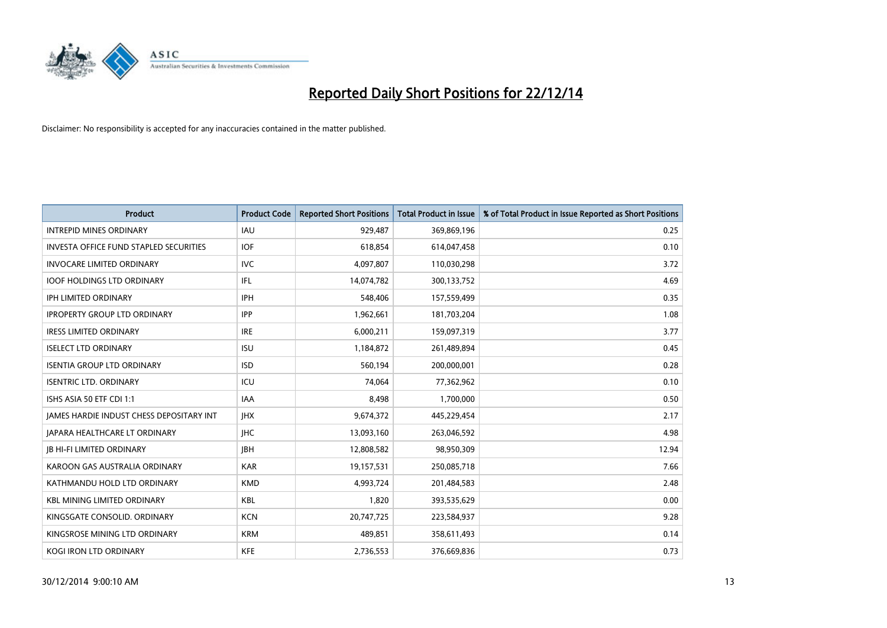# Reported Daily Short Positions for 22/12/14

Disclaimer: No responsibility is accepted for any inaccuracies contained in the matter published.

| Product | Product Code | Reported Short Positions | Total Product in Issue | % of Total Product in Issue Reported as Short Positions |
| --- | --- | --- | --- | --- |
| INTREPID MINES ORDINARY | IAU | 929,487 | 369,869,196 | 0.25 |
| INVESTA OFFICE FUND STAPLED SECURITIES | IOF | 618,854 | 614,047,458 | 0.10 |
| INVOCARE LIMITED ORDINARY | IVC | 4,097,807 | 110,030,298 | 3.72 |
| IOOF HOLDINGS LTD ORDINARY | IFL | 14,074,782 | 300,133,752 | 4.69 |
| IPH LIMITED ORDINARY | IPH | 548,406 | 157,559,499 | 0.35 |
| IPROPERTY GROUP LTD ORDINARY | IPP | 1,962,661 | 181,703,204 | 1.08 |
| IRESS LIMITED ORDINARY | IRE | 6,000,211 | 159,097,319 | 3.77 |
| ISELECT LTD ORDINARY | ISU | 1,184,872 | 261,489,894 | 0.45 |
| ISENTIA GROUP LTD ORDINARY | ISD | 560,194 | 200,000,001 | 0.28 |
| ISENTRIC LTD. ORDINARY | ICU | 74,064 | 77,362,962 | 0.10 |
| ISHS ASIA 50 ETF CDI 1:1 | IAA | 8,498 | 1,700,000 | 0.50 |
| JAMES HARDIE INDUST CHESS DEPOSITARY INT | JHX | 9,674,372 | 445,229,454 | 2.17 |
| JAPARA HEALTHCARE LT ORDINARY | JHC | 13,093,160 | 263,046,592 | 4.98 |
| JB HI-FI LIMITED ORDINARY | JBH | 12,808,582 | 98,950,309 | 12.94 |
| KAROON GAS AUSTRALIA ORDINARY | KAR | 19,157,531 | 250,085,718 | 7.66 |
| KATHMANDU HOLD LTD ORDINARY | KMD | 4,993,724 | 201,484,583 | 2.48 |
| KBL MINING LIMITED ORDINARY | KBL | 1,820 | 393,535,629 | 0.00 |
| KINGSGATE CONSOLID. ORDINARY | KCN | 20,747,725 | 223,584,937 | 9.28 |
| KINGSROSE MINING LTD ORDINARY | KRM | 489,851 | 358,611,493 | 0.14 |
| KOGI IRON LTD ORDINARY | KFE | 2,736,553 | 376,669,836 | 0.73 |

30/12/2014 9:00:10 AM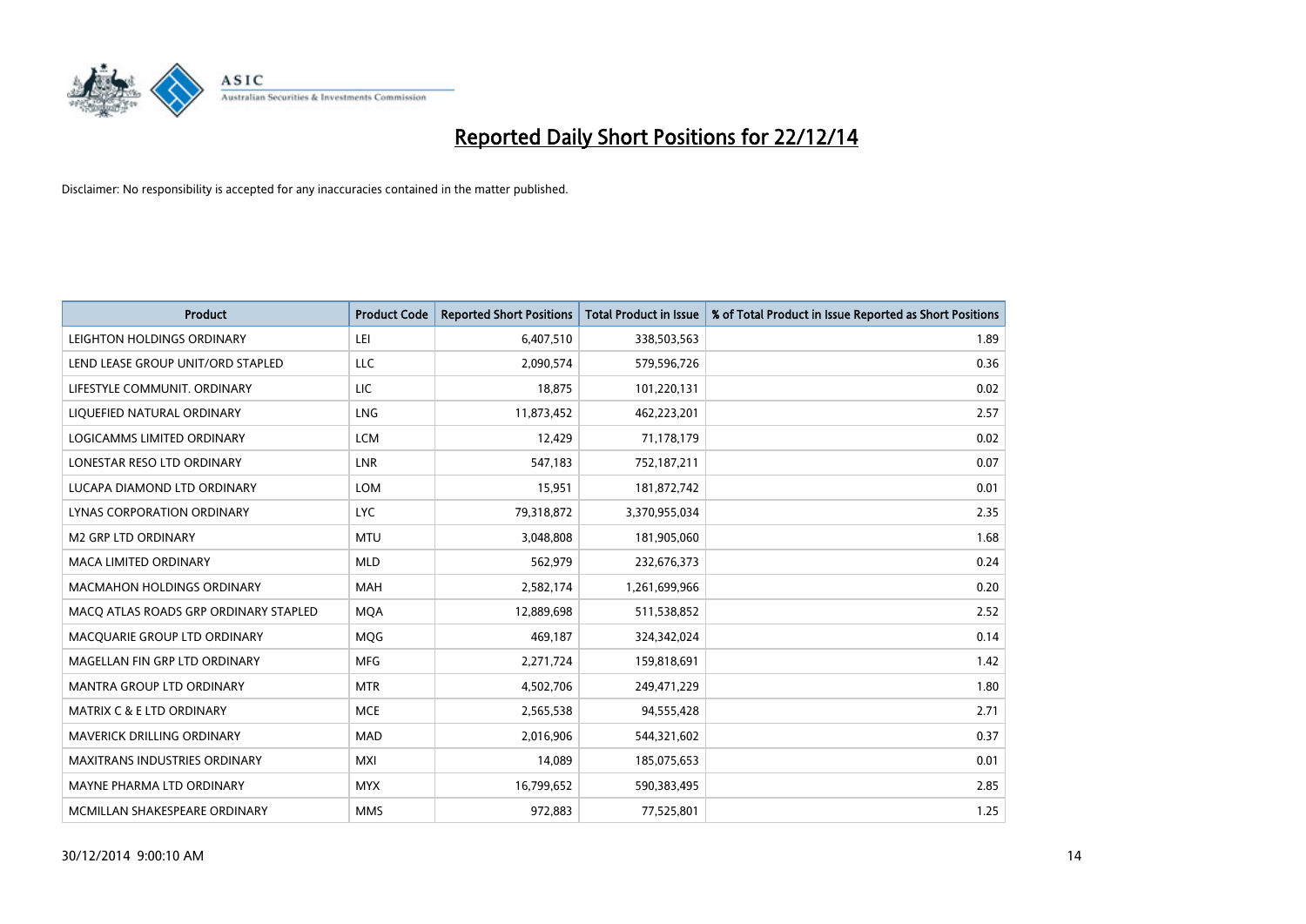# Reported Daily Short Positions for 22/12/14

Disclaimer: No responsibility is accepted for any inaccuracies contained in the matter published.

| Product | Product Code | Reported Short Positions | Total Product in Issue | % of Total Product in Issue Reported as Short Positions |
|---|---|---|---|---|
| LEIGHTON HOLDINGS ORDINARY | LEI | 6,407,510 | 338,503,563 | 1.89 |
| LEND LEASE GROUP UNIT/ORD STAPLED | LLC | 2,090,574 | 579,596,726 | 0.36 |
| LIFESTYLE COMMUNIT. ORDINARY | LIC | 18,875 | 101,220,131 | 0.02 |
| LIQUEFIED NATURAL ORDINARY | LNG | 11,873,452 | 462,223,201 | 2.57 |
| LOGICAMMS LIMITED ORDINARY | LCM | 12,429 | 71,178,179 | 0.02 |
| LONESTAR RESO LTD ORDINARY | LNR | 547,183 | 752,187,211 | 0.07 |
| LUCAPA DIAMOND LTD ORDINARY | LOM | 15,951 | 181,872,742 | 0.01 |
| LYNAS CORPORATION ORDINARY | LYC | 79,318,872 | 3,370,955,034 | 2.35 |
| M2 GRP LTD ORDINARY | MTU | 3,048,808 | 181,905,060 | 1.68 |
| MACA LIMITED ORDINARY | MLD | 562,979 | 232,676,373 | 0.24 |
| MACMAHON HOLDINGS ORDINARY | MAH | 2,582,174 | 1,261,699,966 | 0.20 |
| MACQ ATLAS ROADS GRP ORDINARY STAPLED | MQA | 12,889,698 | 511,538,852 | 2.52 |
| MACQUARIE GROUP LTD ORDINARY | MQG | 469,187 | 324,342,024 | 0.14 |
| MAGELLAN FIN GRP LTD ORDINARY | MFG | 2,271,724 | 159,818,691 | 1.42 |
| MANTRA GROUP LTD ORDINARY | MTR | 4,502,706 | 249,471,229 | 1.80 |
| MATRIX C & E LTD ORDINARY | MCE | 2,565,538 | 94,555,428 | 2.71 |
| MAVERICK DRILLING ORDINARY | MAD | 2,016,906 | 544,321,602 | 0.37 |
| MAXITRANS INDUSTRIES ORDINARY | MXI | 14,089 | 185,075,653 | 0.01 |
| MAYNE PHARMA LTD ORDINARY | MYX | 16,799,652 | 590,383,495 | 2.85 |
| MCMILLAN SHAKESPEARE ORDINARY | MMS | 972,883 | 77,525,801 | 1.25 |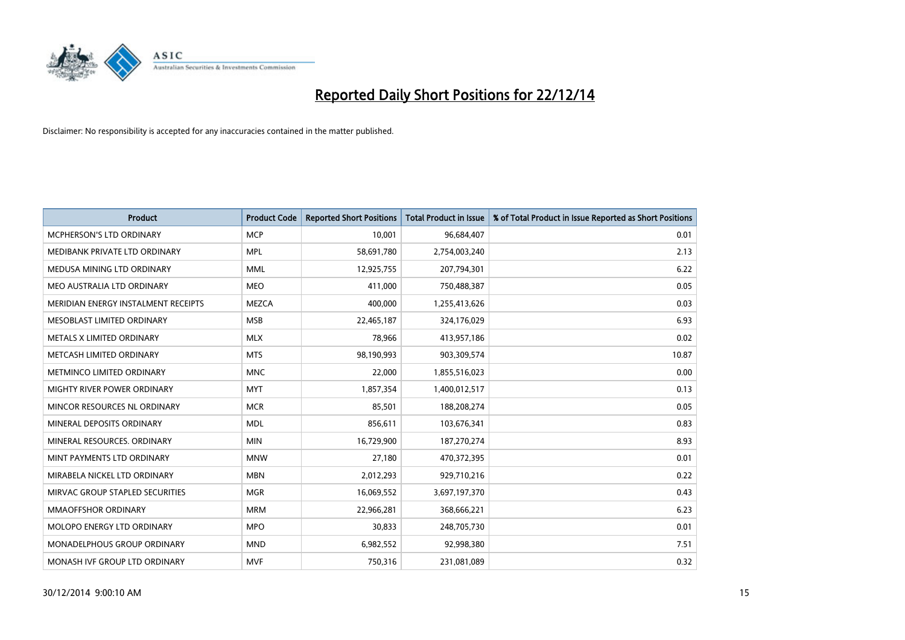# Reported Daily Short Positions for 22/12/14

Disclaimer: No responsibility is accepted for any inaccuracies contained in the matter published.

| Product | Product Code | Reported Short Positions | Total Product in Issue | % of Total Product in Issue Reported as Short Positions |
|---|---|---|---|---|
| MCPHERSON'S LTD ORDINARY | MCP | 10,001 | 96,684,407 | 0.01 |
| MEDIBANK PRIVATE LTD ORDINARY | MPL | 58,691,780 | 2,754,003,240 | 2.13 |
| MEDUSA MINING LTD ORDINARY | MML | 12,925,755 | 207,794,301 | 6.22 |
| MEO AUSTRALIA LTD ORDINARY | MEO | 411,000 | 750,488,387 | 0.05 |
| MERIDIAN ENERGY INSTALMENT RECEIPTS | MEZCA | 400,000 | 1,255,413,626 | 0.03 |
| MESOBLAST LIMITED ORDINARY | MSB | 22,465,187 | 324,176,029 | 6.93 |
| METALS X LIMITED ORDINARY | MLX | 78,966 | 413,957,186 | 0.02 |
| METCASH LIMITED ORDINARY | MTS | 98,190,993 | 903,309,574 | 10.87 |
| METMINCO LIMITED ORDINARY | MNC | 22,000 | 1,855,516,023 | 0.00 |
| MIGHTY RIVER POWER ORDINARY | MYT | 1,857,354 | 1,400,012,517 | 0.13 |
| MINCOR RESOURCES NL ORDINARY | MCR | 85,501 | 188,208,274 | 0.05 |
| MINERAL DEPOSITS ORDINARY | MDL | 856,611 | 103,676,341 | 0.83 |
| MINERAL RESOURCES. ORDINARY | MIN | 16,729,900 | 187,270,274 | 8.93 |
| MINT PAYMENTS LTD ORDINARY | MNW | 27,180 | 470,372,395 | 0.01 |
| MIRABELA NICKEL LTD ORDINARY | MBN | 2,012,293 | 929,710,216 | 0.22 |
| MIRVAC GROUP STAPLED SECURITIES | MGR | 16,069,552 | 3,697,197,370 | 0.43 |
| MMAOFFSHOR ORDINARY | MRM | 22,966,281 | 368,666,221 | 6.23 |
| MOLOPO ENERGY LTD ORDINARY | MPO | 30,833 | 248,705,730 | 0.01 |
| MONADELPHOUS GROUP ORDINARY | MND | 6,982,552 | 92,998,380 | 7.51 |
| MONASH IVF GROUP LTD ORDINARY | MVF | 750,316 | 231,081,089 | 0.32 |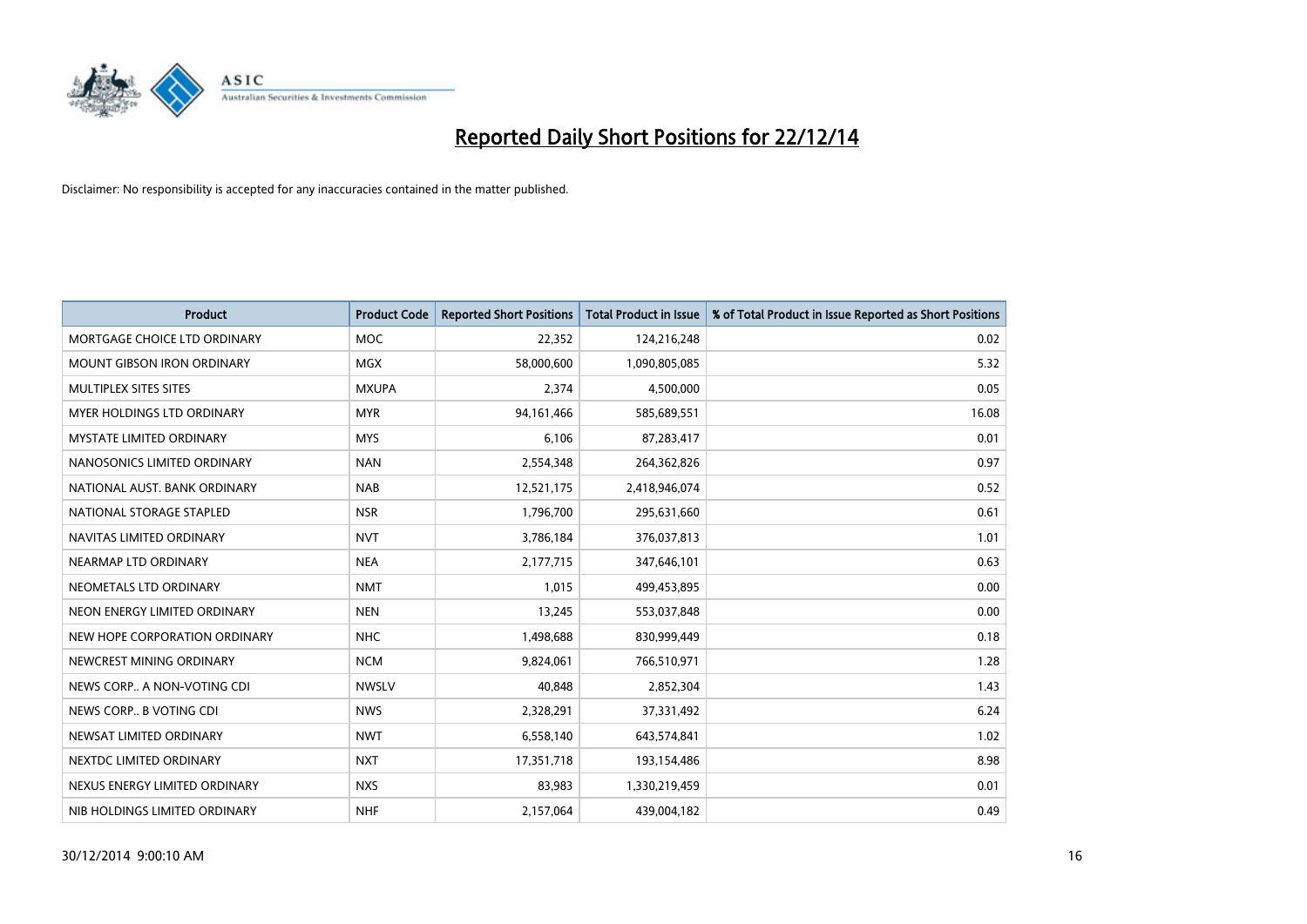# Reported Daily Short Positions for 22/12/14

Disclaimer: No responsibility is accepted for any inaccuracies contained in the matter published.

| Product | Product Code | Reported Short Positions | Total Product in Issue | % of Total Product in Issue Reported as Short Positions |
|---|---|---|---|---|
| MORTGAGE CHOICE LTD ORDINARY | MOC | 22,352 | 124,216,248 | 0.02 |
| MOUNT GIBSON IRON ORDINARY | MGX | 58,000,600 | 1,090,805,085 | 5.32 |
| MULTIPLEX SITES SITES | MXUPA | 2,374 | 4,500,000 | 0.05 |
| MYER HOLDINGS LTD ORDINARY | MYR | 94,161,466 | 585,689,551 | 16.08 |
| MYSTATE LIMITED ORDINARY | MYS | 6,106 | 87,283,417 | 0.01 |
| NANOSONICS LIMITED ORDINARY | NAN | 2,554,348 | 264,362,826 | 0.97 |
| NATIONAL AUST. BANK ORDINARY | NAB | 12,521,175 | 2,418,946,074 | 0.52 |
| NATIONAL STORAGE STAPLED | NSR | 1,796,700 | 295,631,660 | 0.61 |
| NAVITAS LIMITED ORDINARY | NVT | 3,786,184 | 376,037,813 | 1.01 |
| NEARMAP LTD ORDINARY | NEA | 2,177,715 | 347,646,101 | 0.63 |
| NEOMETALS LTD ORDINARY | NMT | 1,015 | 499,453,895 | 0.00 |
| NEON ENERGY LIMITED ORDINARY | NEN | 13,245 | 553,037,848 | 0.00 |
| NEW HOPE CORPORATION ORDINARY | NHC | 1,498,688 | 830,999,449 | 0.18 |
| NEWCREST MINING ORDINARY | NCM | 9,824,061 | 766,510,971 | 1.28 |
| NEWS CORP.. A NON-VOTING CDI | NWSLV | 40,848 | 2,852,304 | 1.43 |
| NEWS CORP.. B VOTING CDI | NWS | 2,328,291 | 37,331,492 | 6.24 |
| NEWSAT LIMITED ORDINARY | NWT | 6,558,140 | 643,574,841 | 1.02 |
| NEXTDC LIMITED ORDINARY | NXT | 17,351,718 | 193,154,486 | 8.98 |
| NEXUS ENERGY LIMITED ORDINARY | NXS | 83,983 | 1,330,219,459 | 0.01 |
| NIB HOLDINGS LIMITED ORDINARY | NHF | 2,157,064 | 439,004,182 | 0.49 |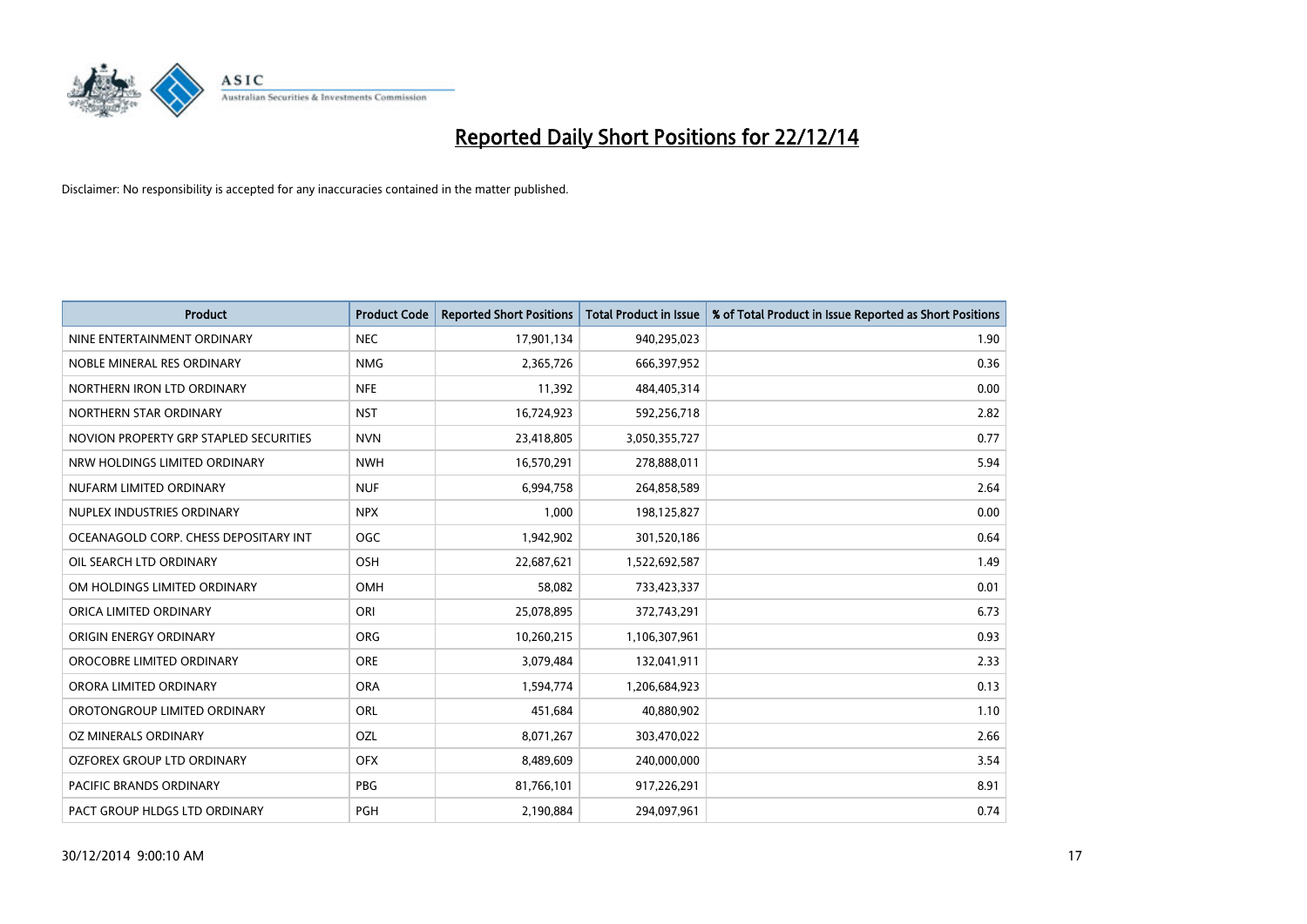# Reported Daily Short Positions for 22/12/14

Disclaimer: No responsibility is accepted for any inaccuracies contained in the matter published.

| Product | Product Code | Reported Short Positions | Total Product in Issue | % of Total Product in Issue Reported as Short Positions |
|---|---|---|---|---|
| NINE ENTERTAINMENT ORDINARY | NEC | 17,901,134 | 940,295,023 | 1.90 |
| NOBLE MINERAL RES ORDINARY | NMG | 2,365,726 | 666,397,952 | 0.36 |
| NORTHERN IRON LTD ORDINARY | NFE | 11,392 | 484,405,314 | 0.00 |
| NORTHERN STAR ORDINARY | NST | 16,724,923 | 592,256,718 | 2.82 |
| NOVION PROPERTY GRP STAPLED SECURITIES | NVN | 23,418,805 | 3,050,355,727 | 0.77 |
| NRW HOLDINGS LIMITED ORDINARY | NWH | 16,570,291 | 278,888,011 | 5.94 |
| NUFARM LIMITED ORDINARY | NUF | 6,994,758 | 264,858,589 | 2.64 |
| NUPLEX INDUSTRIES ORDINARY | NPX | 1,000 | 198,125,827 | 0.00 |
| OCEANAGOLD CORP. CHESS DEPOSITARY INT | OGC | 1,942,902 | 301,520,186 | 0.64 |
| OIL SEARCH LTD ORDINARY | OSH | 22,687,621 | 1,522,692,587 | 1.49 |
| OM HOLDINGS LIMITED ORDINARY | OMH | 58,082 | 733,423,337 | 0.01 |
| ORICA LIMITED ORDINARY | ORI | 25,078,895 | 372,743,291 | 6.73 |
| ORIGIN ENERGY ORDINARY | ORG | 10,260,215 | 1,106,307,961 | 0.93 |
| OROCOBRE LIMITED ORDINARY | ORE | 3,079,484 | 132,041,911 | 2.33 |
| ORORA LIMITED ORDINARY | ORA | 1,594,774 | 1,206,684,923 | 0.13 |
| OROTONGROUP LIMITED ORDINARY | ORL | 451,684 | 40,880,902 | 1.10 |
| OZ MINERALS ORDINARY | OZL | 8,071,267 | 303,470,022 | 2.66 |
| OZFOREX GROUP LTD ORDINARY | OFX | 8,489,609 | 240,000,000 | 3.54 |
| PACIFIC BRANDS ORDINARY | PBG | 81,766,101 | 917,226,291 | 8.91 |
| PACT GROUP HLDGS LTD ORDINARY | PGH | 2,190,884 | 294,097,961 | 0.74 |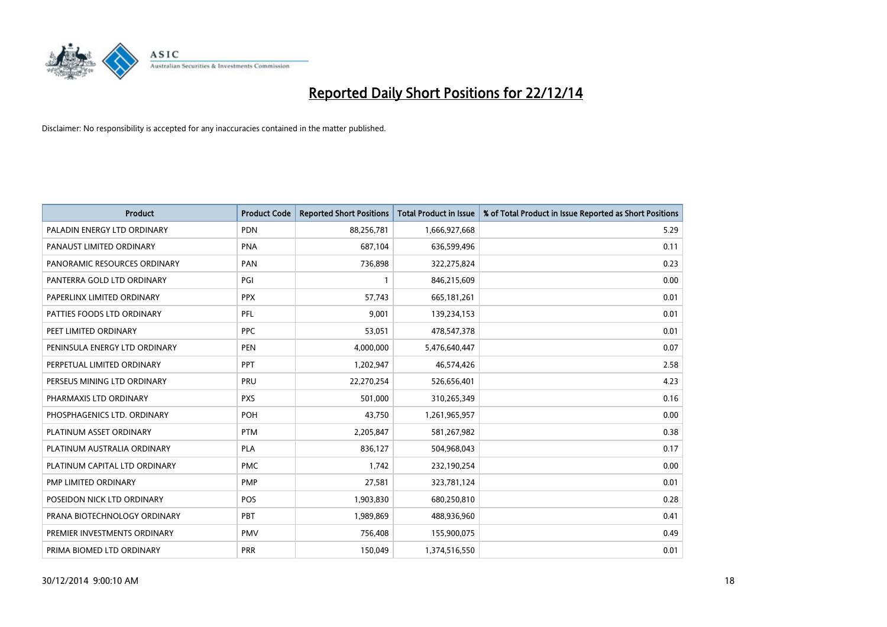# Reported Daily Short Positions for 22/12/14

Disclaimer: No responsibility is accepted for any inaccuracies contained in the matter published.

| Product | Product Code | Reported Short Positions | Total Product in Issue | % of Total Product in Issue Reported as Short Positions |
|---|---|---|---|---|
| PALADIN ENERGY LTD ORDINARY | PDN | 88,256,781 | 1,666,927,668 | 5.29 |
| PANAUST LIMITED ORDINARY | PNA | 687,104 | 636,599,496 | 0.11 |
| PANORAMIC RESOURCES ORDINARY | PAN | 736,898 | 322,275,824 | 0.23 |
| PANTERRA GOLD LTD ORDINARY | PGI | 1 | 846,215,609 | 0.00 |
| PAPERLINX LIMITED ORDINARY | PPX | 57,743 | 665,181,261 | 0.01 |
| PATTIES FOODS LTD ORDINARY | PFL | 9,001 | 139,234,153 | 0.01 |
| PEET LIMITED ORDINARY | PPC | 53,051 | 478,547,378 | 0.01 |
| PENINSULA ENERGY LTD ORDINARY | PEN | 4,000,000 | 5,476,640,447 | 0.07 |
| PERPETUAL LIMITED ORDINARY | PPT | 1,202,947 | 46,574,426 | 2.58 |
| PERSEUS MINING LTD ORDINARY | PRU | 22,270,254 | 526,656,401 | 4.23 |
| PHARMAXIS LTD ORDINARY | PXS | 501,000 | 310,265,349 | 0.16 |
| PHOSPHAGENICS LTD. ORDINARY | POH | 43,750 | 1,261,965,957 | 0.00 |
| PLATINUM ASSET ORDINARY | PTM | 2,205,847 | 581,267,982 | 0.38 |
| PLATINUM AUSTRALIA ORDINARY | PLA | 836,127 | 504,968,043 | 0.17 |
| PLATINUM CAPITAL LTD ORDINARY | PMC | 1,742 | 232,190,254 | 0.00 |
| PMP LIMITED ORDINARY | PMP | 27,581 | 323,781,124 | 0.01 |
| POSEIDON NICK LTD ORDINARY | POS | 1,903,830 | 680,250,810 | 0.28 |
| PRANA BIOTECHNOLOGY ORDINARY | PBT | 1,989,869 | 488,936,960 | 0.41 |
| PREMIER INVESTMENTS ORDINARY | PMV | 756,408 | 155,900,075 | 0.49 |
| PRIMA BIOMED LTD ORDINARY | PRR | 150,049 | 1,374,516,550 | 0.01 |

30/12/2014 9:00:10 AM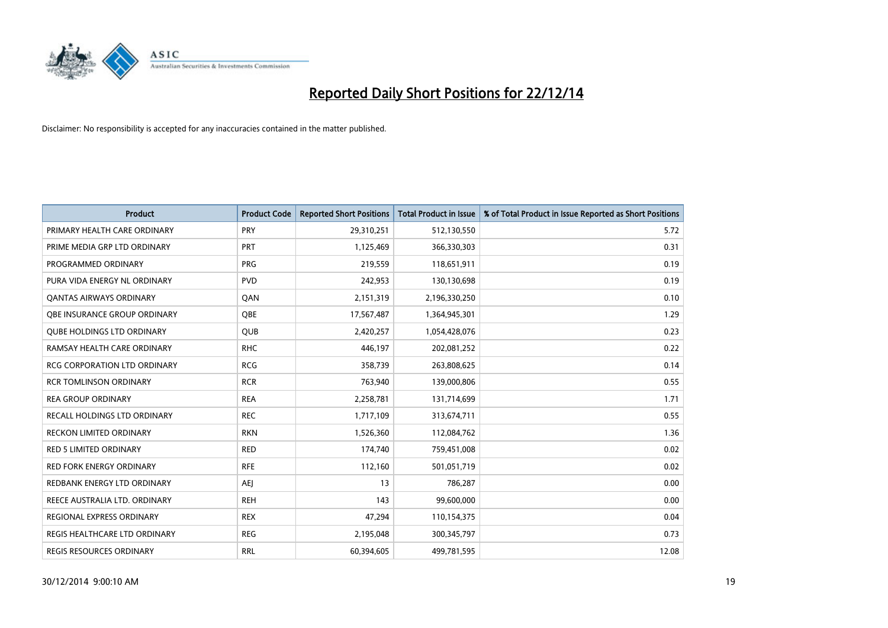# Reported Daily Short Positions for 22/12/14

Disclaimer: No responsibility is accepted for any inaccuracies contained in the matter published.

| Product | Product Code | Reported Short Positions | Total Product in Issue | % of Total Product in Issue Reported as Short Positions |
|---|---|---|---|---|
| PRIMARY HEALTH CARE ORDINARY | PRY | 29,310,251 | 512,130,550 | 5.72 |
| PRIME MEDIA GRP LTD ORDINARY | PRT | 1,125,469 | 366,330,303 | 0.31 |
| PROGRAMMED ORDINARY | PRG | 219,559 | 118,651,911 | 0.19 |
| PURA VIDA ENERGY NL ORDINARY | PVD | 242,953 | 130,130,698 | 0.19 |
| QANTAS AIRWAYS ORDINARY | QAN | 2,151,319 | 2,196,330,250 | 0.10 |
| QBE INSURANCE GROUP ORDINARY | QBE | 17,567,487 | 1,364,945,301 | 1.29 |
| QUBE HOLDINGS LTD ORDINARY | QUB | 2,420,257 | 1,054,428,076 | 0.23 |
| RAMSAY HEALTH CARE ORDINARY | RHC | 446,197 | 202,081,252 | 0.22 |
| RCG CORPORATION LTD ORDINARY | RCG | 358,739 | 263,808,625 | 0.14 |
| RCR TOMLINSON ORDINARY | RCR | 763,940 | 139,000,806 | 0.55 |
| REA GROUP ORDINARY | REA | 2,258,781 | 131,714,699 | 1.71 |
| RECALL HOLDINGS LTD ORDINARY | REC | 1,717,109 | 313,674,711 | 0.55 |
| RECKON LIMITED ORDINARY | RKN | 1,526,360 | 112,084,762 | 1.36 |
| RED 5 LIMITED ORDINARY | RED | 174,740 | 759,451,008 | 0.02 |
| RED FORK ENERGY ORDINARY | RFE | 112,160 | 501,051,719 | 0.02 |
| REDBANK ENERGY LTD ORDINARY | AEJ | 13 | 786,287 | 0.00 |
| REECE AUSTRALIA LTD. ORDINARY | REH | 143 | 99,600,000 | 0.00 |
| REGIONAL EXPRESS ORDINARY | REX | 47,294 | 110,154,375 | 0.04 |
| REGIS HEALTHCARE LTD ORDINARY | REG | 2,195,048 | 300,345,797 | 0.73 |
| REGIS RESOURCES ORDINARY | RRL | 60,394,605 | 499,781,595 | 12.08 |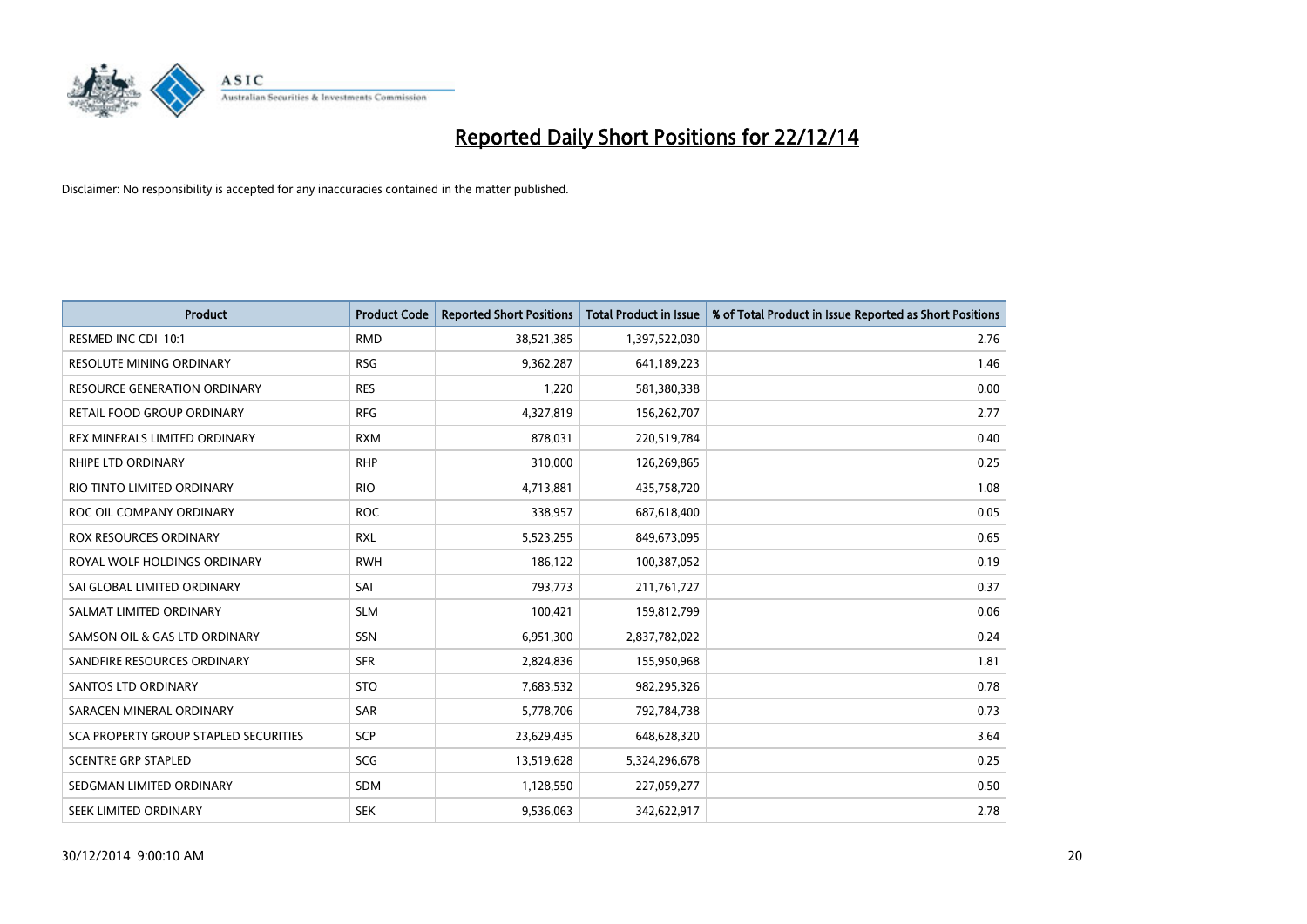# Reported Daily Short Positions for 22/12/14

Disclaimer: No responsibility is accepted for any inaccuracies contained in the matter published.

| Product | Product Code | Reported Short Positions | Total Product in Issue | % of Total Product in Issue Reported as Short Positions |
|---|---|---|---|---|
| RESMED INC CDI 10:1 | RMD | 38,521,385 | 1,397,522,030 | 2.76 |
| RESOLUTE MINING ORDINARY | RSG | 9,362,287 | 641,189,223 | 1.46 |
| RESOURCE GENERATION ORDINARY | RES | 1,220 | 581,380,338 | 0.00 |
| RETAIL FOOD GROUP ORDINARY | RFG | 4,327,819 | 156,262,707 | 2.77 |
| REX MINERALS LIMITED ORDINARY | RXM | 878,031 | 220,519,784 | 0.40 |
| RHIPE LTD ORDINARY | RHP | 310,000 | 126,269,865 | 0.25 |
| RIO TINTO LIMITED ORDINARY | RIO | 4,713,881 | 435,758,720 | 1.08 |
| ROC OIL COMPANY ORDINARY | ROC | 338,957 | 687,618,400 | 0.05 |
| ROX RESOURCES ORDINARY | RXL | 5,523,255 | 849,673,095 | 0.65 |
| ROYAL WOLF HOLDINGS ORDINARY | RWH | 186,122 | 100,387,052 | 0.19 |
| SAI GLOBAL LIMITED ORDINARY | SAI | 793,773 | 211,761,727 | 0.37 |
| SALMAT LIMITED ORDINARY | SLM | 100,421 | 159,812,799 | 0.06 |
| SAMSON OIL & GAS LTD ORDINARY | SSN | 6,951,300 | 2,837,782,022 | 0.24 |
| SANDFIRE RESOURCES ORDINARY | SFR | 2,824,836 | 155,950,968 | 1.81 |
| SANTOS LTD ORDINARY | STO | 7,683,532 | 982,295,326 | 0.78 |
| SARACEN MINERAL ORDINARY | SAR | 5,778,706 | 792,784,738 | 0.73 |
| SCA PROPERTY GROUP STAPLED SECURITIES | SCP | 23,629,435 | 648,628,320 | 3.64 |
| SCENTRE GRP STAPLED | SCG | 13,519,628 | 5,324,296,678 | 0.25 |
| SEDGMAN LIMITED ORDINARY | SDM | 1,128,550 | 227,059,277 | 0.50 |
| SEEK LIMITED ORDINARY | SEK | 9,536,063 | 342,622,917 | 2.78 |

30/12/2014 9:00:10 AM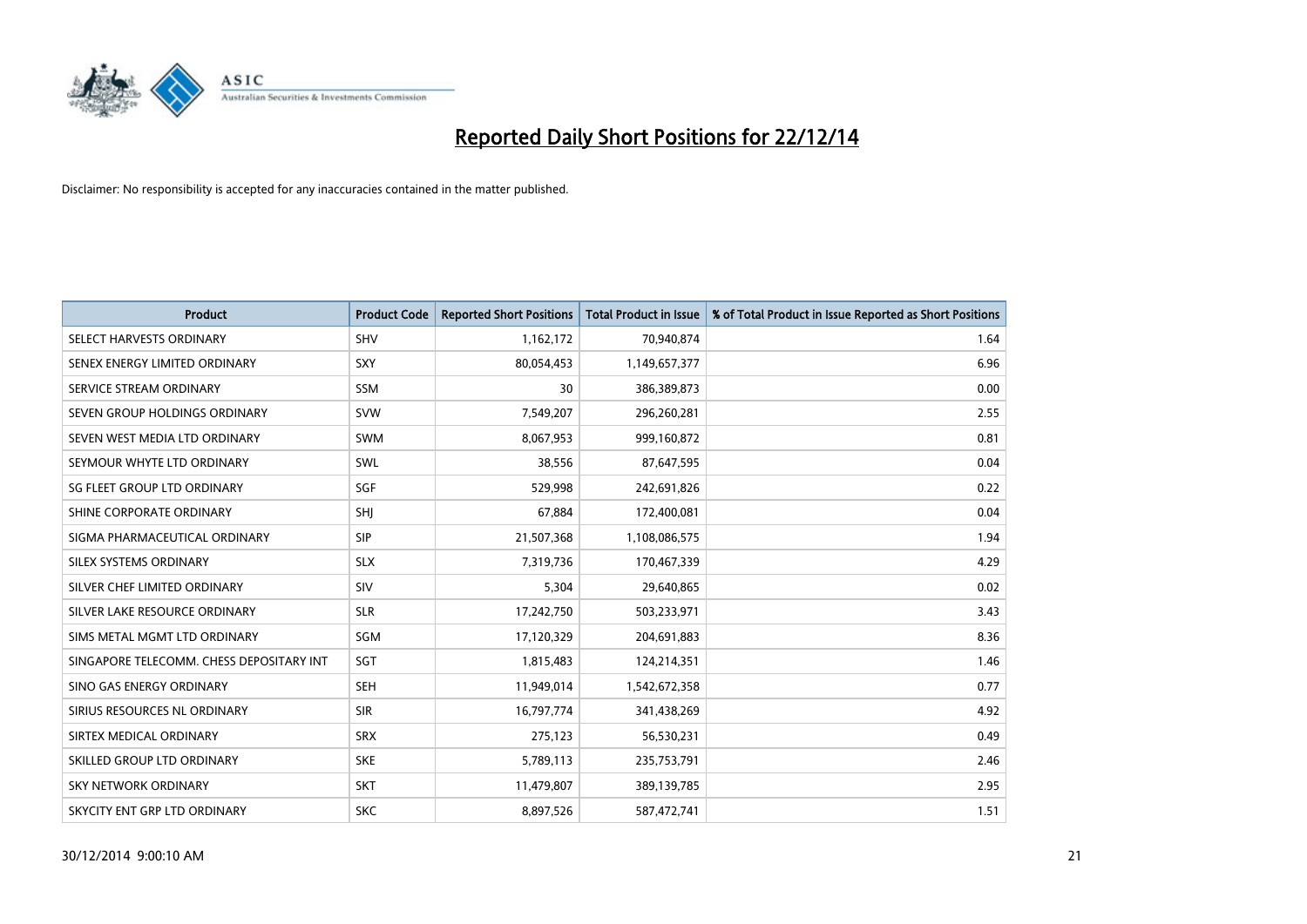# Reported Daily Short Positions for 22/12/14

Disclaimer: No responsibility is accepted for any inaccuracies contained in the matter published.

| Product | Product Code | Reported Short Positions | Total Product in Issue | % of Total Product in Issue Reported as Short Positions |
|---|---|---|---|---|
| SELECT HARVESTS ORDINARY | SHV | 1,162,172 | 70,940,874 | 1.64 |
| SENEX ENERGY LIMITED ORDINARY | SXY | 80,054,453 | 1,149,657,377 | 6.96 |
| SERVICE STREAM ORDINARY | SSM | 30 | 386,389,873 | 0.00 |
| SEVEN GROUP HOLDINGS ORDINARY | SVW | 7,549,207 | 296,260,281 | 2.55 |
| SEVEN WEST MEDIA LTD ORDINARY | SWM | 8,067,953 | 999,160,872 | 0.81 |
| SEYMOUR WHYTE LTD ORDINARY | SWL | 38,556 | 87,647,595 | 0.04 |
| SG FLEET GROUP LTD ORDINARY | SGF | 529,998 | 242,691,826 | 0.22 |
| SHINE CORPORATE ORDINARY | SHJ | 67,884 | 172,400,081 | 0.04 |
| SIGMA PHARMACEUTICAL ORDINARY | SIP | 21,507,368 | 1,108,086,575 | 1.94 |
| SILEX SYSTEMS ORDINARY | SLX | 7,319,736 | 170,467,339 | 4.29 |
| SILVER CHEF LIMITED ORDINARY | SIV | 5,304 | 29,640,865 | 0.02 |
| SILVER LAKE RESOURCE ORDINARY | SLR | 17,242,750 | 503,233,971 | 3.43 |
| SIMS METAL MGMT LTD ORDINARY | SGM | 17,120,329 | 204,691,883 | 8.36 |
| SINGAPORE TELECOMM. CHESS DEPOSITARY INT | SGT | 1,815,483 | 124,214,351 | 1.46 |
| SINO GAS ENERGY ORDINARY | SEH | 11,949,014 | 1,542,672,358 | 0.77 |
| SIRIUS RESOURCES NL ORDINARY | SIR | 16,797,774 | 341,438,269 | 4.92 |
| SIRTEX MEDICAL ORDINARY | SRX | 275,123 | 56,530,231 | 0.49 |
| SKILLED GROUP LTD ORDINARY | SKE | 5,789,113 | 235,753,791 | 2.46 |
| SKY NETWORK ORDINARY | SKT | 11,479,807 | 389,139,785 | 2.95 |
| SKYCITY ENT GRP LTD ORDINARY | SKC | 8,897,526 | 587,472,741 | 1.51 |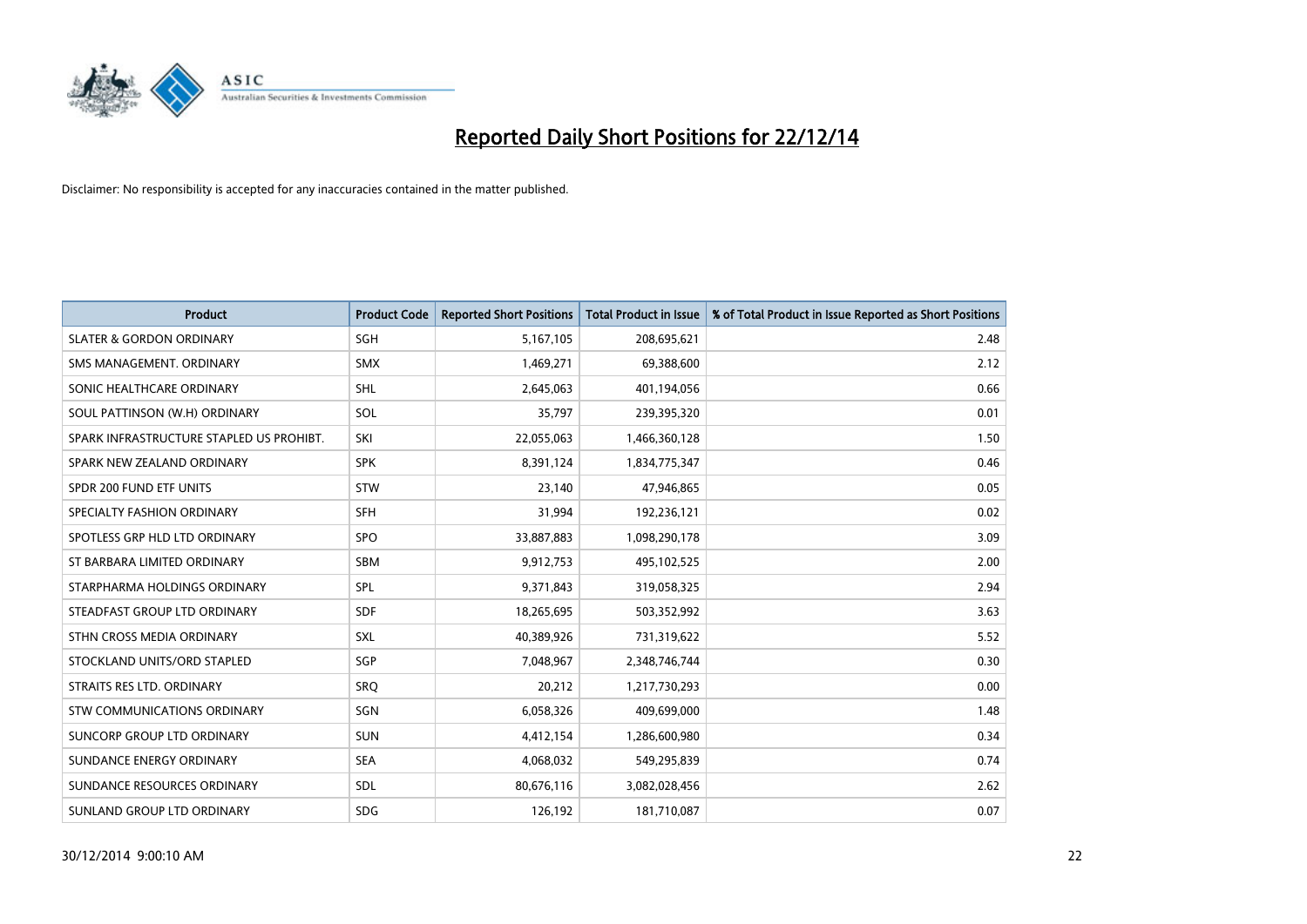# Reported Daily Short Positions for 22/12/14

Disclaimer: No responsibility is accepted for any inaccuracies contained in the matter published.

| Product | Product Code | Reported Short Positions | Total Product in Issue | % of Total Product in Issue Reported as Short Positions |
|---|---|---|---|---|
| SLATER & GORDON ORDINARY | SGH | 5,167,105 | 208,695,621 | 2.48 |
| SMS MANAGEMENT. ORDINARY | SMX | 1,469,271 | 69,388,600 | 2.12 |
| SONIC HEALTHCARE ORDINARY | SHL | 2,645,063 | 401,194,056 | 0.66 |
| SOUL PATTINSON (W.H) ORDINARY | SOL | 35,797 | 239,395,320 | 0.01 |
| SPARK INFRASTRUCTURE STAPLED US PROHIBT. | SKI | 22,055,063 | 1,466,360,128 | 1.50 |
| SPARK NEW ZEALAND ORDINARY | SPK | 8,391,124 | 1,834,775,347 | 0.46 |
| SPDR 200 FUND ETF UNITS | STW | 23,140 | 47,946,865 | 0.05 |
| SPECIALTY FASHION ORDINARY | SFH | 31,994 | 192,236,121 | 0.02 |
| SPOTLESS GRP HLD LTD ORDINARY | SPO | 33,887,883 | 1,098,290,178 | 3.09 |
| ST BARBARA LIMITED ORDINARY | SBM | 9,912,753 | 495,102,525 | 2.00 |
| STARPHARMA HOLDINGS ORDINARY | SPL | 9,371,843 | 319,058,325 | 2.94 |
| STEADFAST GROUP LTD ORDINARY | SDF | 18,265,695 | 503,352,992 | 3.63 |
| STHN CROSS MEDIA ORDINARY | SXL | 40,389,926 | 731,319,622 | 5.52 |
| STOCKLAND UNITS/ORD STAPLED | SGP | 7,048,967 | 2,348,746,744 | 0.30 |
| STRAITS RES LTD. ORDINARY | SRQ | 20,212 | 1,217,730,293 | 0.00 |
| STW COMMUNICATIONS ORDINARY | SGN | 6,058,326 | 409,699,000 | 1.48 |
| SUNCORP GROUP LTD ORDINARY | SUN | 4,412,154 | 1,286,600,980 | 0.34 |
| SUNDANCE ENERGY ORDINARY | SEA | 4,068,032 | 549,295,839 | 0.74 |
| SUNDANCE RESOURCES ORDINARY | SDL | 80,676,116 | 3,082,028,456 | 2.62 |
| SUNLAND GROUP LTD ORDINARY | SDG | 126,192 | 181,710,087 | 0.07 |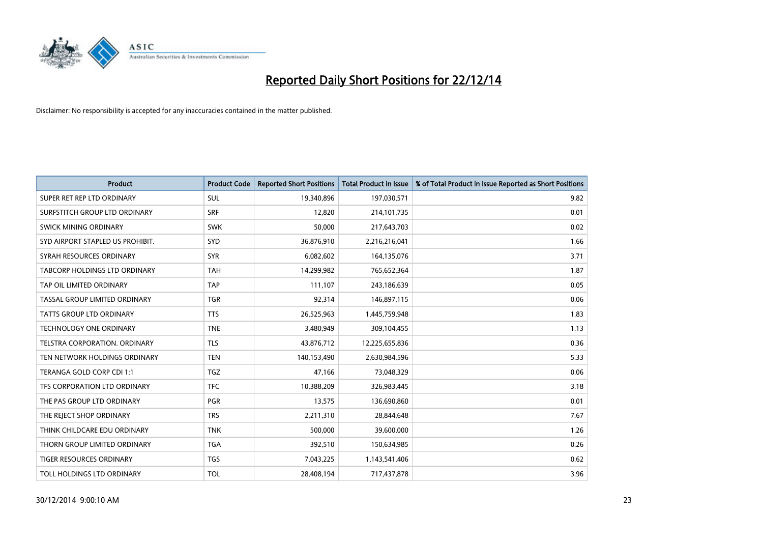# Reported Daily Short Positions for 22/12/14

Disclaimer: No responsibility is accepted for any inaccuracies contained in the matter published.

| Product | Product Code | Reported Short Positions | Total Product in Issue | % of Total Product in Issue Reported as Short Positions |
|---|---|---|---|---|
| SUPER RET REP LTD ORDINARY | SUL | 19,340,896 | 197,030,571 | 9.82 |
| SURFSTITCH GROUP LTD ORDINARY | SRF | 12,820 | 214,101,735 | 0.01 |
| SWICK MINING ORDINARY | SWK | 50,000 | 217,643,703 | 0.02 |
| SYD AIRPORT STAPLED US PROHIBIT. | SYD | 36,876,910 | 2,216,216,041 | 1.66 |
| SYRAH RESOURCES ORDINARY | SYR | 6,082,602 | 164,135,076 | 3.71 |
| TABCORP HOLDINGS LTD ORDINARY | TAH | 14,299,982 | 765,652,364 | 1.87 |
| TAP OIL LIMITED ORDINARY | TAP | 111,107 | 243,186,639 | 0.05 |
| TASSAL GROUP LIMITED ORDINARY | TGR | 92,314 | 146,897,115 | 0.06 |
| TATTS GROUP LTD ORDINARY | TTS | 26,525,963 | 1,445,759,948 | 1.83 |
| TECHNOLOGY ONE ORDINARY | TNE | 3,480,949 | 309,104,455 | 1.13 |
| TELSTRA CORPORATION. ORDINARY | TLS | 43,876,712 | 12,225,655,836 | 0.36 |
| TEN NETWORK HOLDINGS ORDINARY | TEN | 140,153,490 | 2,630,984,596 | 5.33 |
| TERANGA GOLD CORP CDI 1:1 | TGZ | 47,166 | 73,048,329 | 0.06 |
| TFS CORPORATION LTD ORDINARY | TFC | 10,388,209 | 326,983,445 | 3.18 |
| THE PAS GROUP LTD ORDINARY | PGR | 13,575 | 136,690,860 | 0.01 |
| THE REJECT SHOP ORDINARY | TRS | 2,211,310 | 28,844,648 | 7.67 |
| THINK CHILDCARE EDU ORDINARY | TNK | 500,000 | 39,600,000 | 1.26 |
| THORN GROUP LIMITED ORDINARY | TGA | 392,510 | 150,634,985 | 0.26 |
| TIGER RESOURCES ORDINARY | TGS | 7,043,225 | 1,143,541,406 | 0.62 |
| TOLL HOLDINGS LTD ORDINARY | TOL | 28,408,194 | 717,437,878 | 3.96 |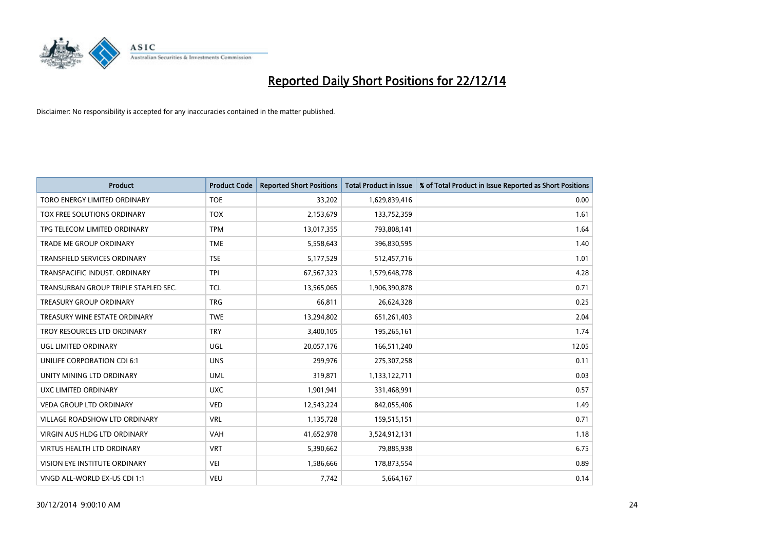# Reported Daily Short Positions for 22/12/14

Disclaimer: No responsibility is accepted for any inaccuracies contained in the matter published.

| Product | Product Code | Reported Short Positions | Total Product in Issue | % of Total Product in Issue Reported as Short Positions |
|---|---|---|---|---|
| TORO ENERGY LIMITED ORDINARY | TOE | 33,202 | 1,629,839,416 | 0.00 |
| TOX FREE SOLUTIONS ORDINARY | TOX | 2,153,679 | 133,752,359 | 1.61 |
| TPG TELECOM LIMITED ORDINARY | TPM | 13,017,355 | 793,808,141 | 1.64 |
| TRADE ME GROUP ORDINARY | TME | 5,558,643 | 396,830,595 | 1.40 |
| TRANSFIELD SERVICES ORDINARY | TSE | 5,177,529 | 512,457,716 | 1.01 |
| TRANSPACIFIC INDUST. ORDINARY | TPI | 67,567,323 | 1,579,648,778 | 4.28 |
| TRANSURBAN GROUP TRIPLE STAPLED SEC. | TCL | 13,565,065 | 1,906,390,878 | 0.71 |
| TREASURY GROUP ORDINARY | TRG | 66,811 | 26,624,328 | 0.25 |
| TREASURY WINE ESTATE ORDINARY | TWE | 13,294,802 | 651,261,403 | 2.04 |
| TROY RESOURCES LTD ORDINARY | TRY | 3,400,105 | 195,265,161 | 1.74 |
| UGL LIMITED ORDINARY | UGL | 20,057,176 | 166,511,240 | 12.05 |
| UNILIFE CORPORATION CDI 6:1 | UNS | 299,976 | 275,307,258 | 0.11 |
| UNITY MINING LTD ORDINARY | UML | 319,871 | 1,133,122,711 | 0.03 |
| UXC LIMITED ORDINARY | UXC | 1,901,941 | 331,468,991 | 0.57 |
| VEDA GROUP LTD ORDINARY | VED | 12,543,224 | 842,055,406 | 1.49 |
| VILLAGE ROADSHOW LTD ORDINARY | VRL | 1,135,728 | 159,515,151 | 0.71 |
| VIRGIN AUS HLDG LTD ORDINARY | VAH | 41,652,978 | 3,524,912,131 | 1.18 |
| VIRTUS HEALTH LTD ORDINARY | VRT | 5,390,662 | 79,885,938 | 6.75 |
| VISION EYE INSTITUTE ORDINARY | VEI | 1,586,666 | 178,873,554 | 0.89 |
| VNGD ALL-WORLD EX-US CDI 1:1 | VEU | 7,742 | 5,664,167 | 0.14 |

30/12/2014 9:00:10 AM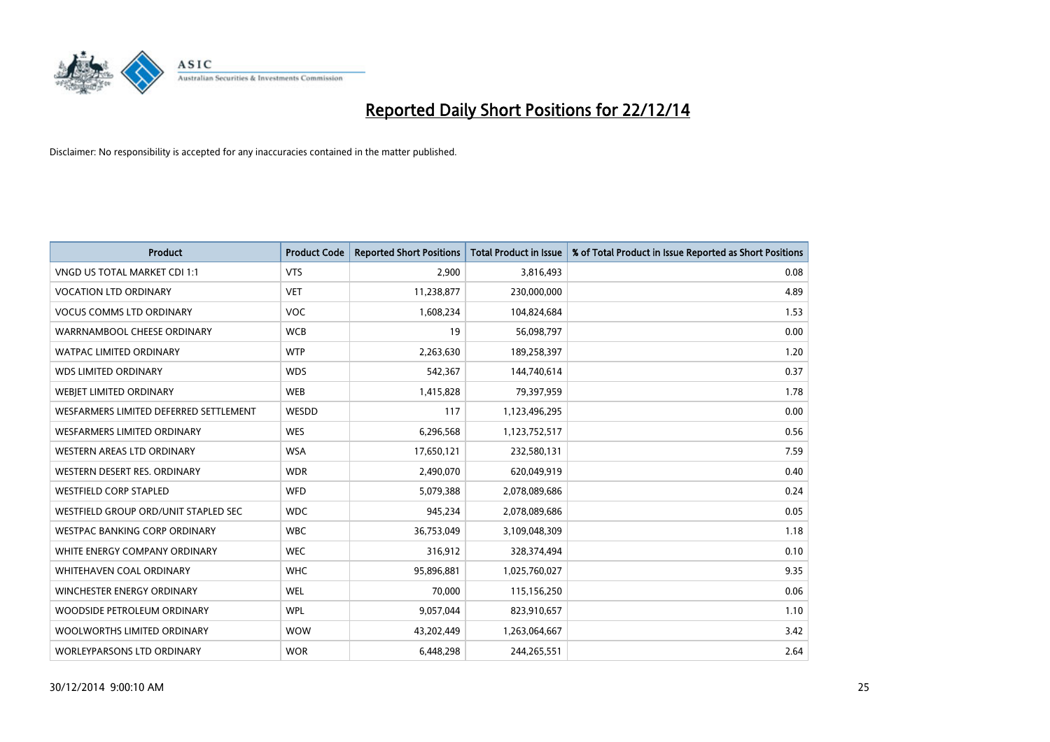# Reported Daily Short Positions for 22/12/14

Disclaimer: No responsibility is accepted for any inaccuracies contained in the matter published.

| Product | Product Code | Reported Short Positions | Total Product in Issue | % of Total Product in Issue Reported as Short Positions |
| --- | --- | --- | --- | --- |
| VNGD US TOTAL MARKET CDI 1:1 | VTS | 2,900 | 3,816,493 | 0.08 |
| VOCATION LTD ORDINARY | VET | 11,238,877 | 230,000,000 | 4.89 |
| VOCUS COMMS LTD ORDINARY | VOC | 1,608,234 | 104,824,684 | 1.53 |
| WARRNAMBOOL CHEESE ORDINARY | WCB | 19 | 56,098,797 | 0.00 |
| WATPAC LIMITED ORDINARY | WTP | 2,263,630 | 189,258,397 | 1.20 |
| WDS LIMITED ORDINARY | WDS | 542,367 | 144,740,614 | 0.37 |
| WEBJET LIMITED ORDINARY | WEB | 1,415,828 | 79,397,959 | 1.78 |
| WESFARMERS LIMITED DEFERRED SETTLEMENT | WESDD | 117 | 1,123,496,295 | 0.00 |
| WESFARMERS LIMITED ORDINARY | WES | 6,296,568 | 1,123,752,517 | 0.56 |
| WESTERN AREAS LTD ORDINARY | WSA | 17,650,121 | 232,580,131 | 7.59 |
| WESTERN DESERT RES. ORDINARY | WDR | 2,490,070 | 620,049,919 | 0.40 |
| WESTFIELD CORP STAPLED | WFD | 5,079,388 | 2,078,089,686 | 0.24 |
| WESTFIELD GROUP ORD/UNIT STAPLED SEC | WDC | 945,234 | 2,078,089,686 | 0.05 |
| WESTPAC BANKING CORP ORDINARY | WBC | 36,753,049 | 3,109,048,309 | 1.18 |
| WHITE ENERGY COMPANY ORDINARY | WEC | 316,912 | 328,374,494 | 0.10 |
| WHITEHAVEN COAL ORDINARY | WHC | 95,896,881 | 1,025,760,027 | 9.35 |
| WINCHESTER ENERGY ORDINARY | WEL | 70,000 | 115,156,250 | 0.06 |
| WOODSIDE PETROLEUM ORDINARY | WPL | 9,057,044 | 823,910,657 | 1.10 |
| WOOLWORTHS LIMITED ORDINARY | WOW | 43,202,449 | 1,263,064,667 | 3.42 |
| WORLEYPARSONS LTD ORDINARY | WOR | 6,448,298 | 244,265,551 | 2.64 |

30/12/2014 9:00:10 AM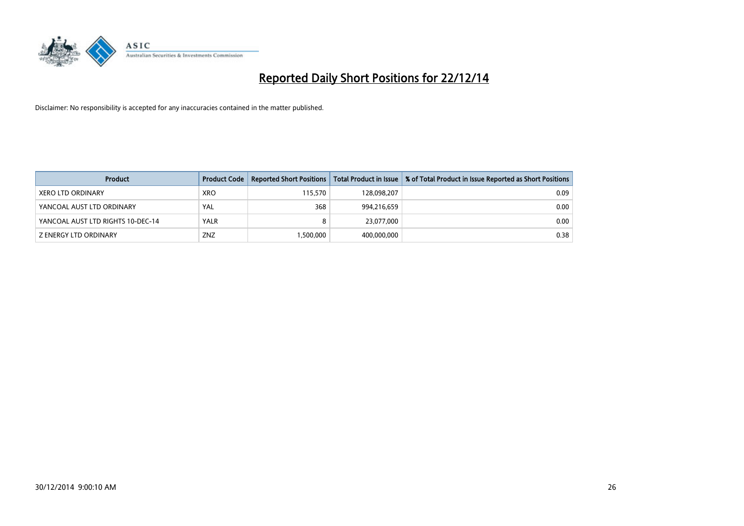# Reported Daily Short Positions for 22/12/14

Disclaimer: No responsibility is accepted for any inaccuracies contained in the matter published.

| Product | Product Code | Reported Short Positions | Total Product in Issue | % of Total Product in Issue Reported as Short Positions |
|---|---|---|---|---|
| XERO LTD ORDINARY | XRO | 115,570 | 128,098,207 | 0.09 |
| YANCOAL AUST LTD ORDINARY | YAL | 368 | 994,216,659 | 0.00 |
| YANCOAL AUST LTD RIGHTS 10-DEC-14 | YALR | 8 | 23,077,000 | 0.00 |
| Z ENERGY LTD ORDINARY | ZNZ | 1,500,000 | 400,000,000 | 0.38 |